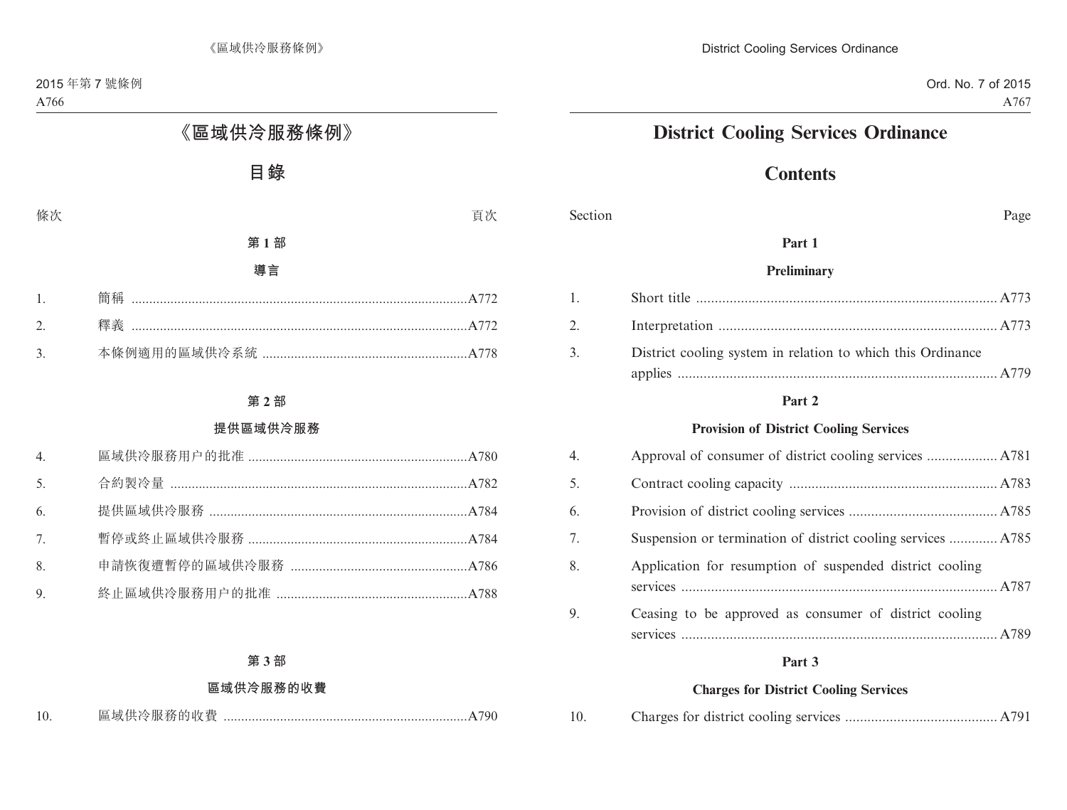# 《區域供冷服務條例》

## 目錄

條次 頁次

### 第 1 部

### 導言

| | | |
|---|---|---|
| 1. | 簡稱 | A772 |
| 2. | 釋義 | A772 |
| 3. | 本條例適用的區域供冷系統 | A778 |

### 第 2 部

### 提供區域供冷服務

| | | |
|---|---|---|
| 4. | 區域供冷服務用户的批准 | A780 |
| 5. | 合約製冷量 | A782 |
| 6. | 提供區域供冷服務 | A784 |
| 7. | 暫停或終止區域供冷服務 | A784 |
| 8. | 申請恢復遭暫停的區域供冷服務 | A786 |
| 9. | 終止區域供冷服務用户的批准 | A788 |

### 第 3 部

### 區域供冷服務的收費

| | | |
|---|---|---|
| 10. | 區域供冷服務的收費 | A790 |

# District Cooling Services Ordinance

## Contents

Section Page

### Part 1

### Preliminary

| | | |
|---|---|---|
| 1. | Short title | A773 |
| 2. | Interpretation | A773 |
| 3. | District cooling system in relation to which this Ordinance applies | A779 |

### Part 2

### Provision of District Cooling Services

| | | |
|---|---|---|
| 4. | Approval of consumer of district cooling services | A781 |
| 5. | Contract cooling capacity | A783 |
| 6. | Provision of district cooling services | A785 |
| 7. | Suspension or termination of district cooling services | A785 |
| 8. | Application for resumption of suspended district cooling services | A787 |
| 9. | Ceasing to be approved as consumer of district cooling services | A789 |

### Part 3

### Charges for District Cooling Services

| | | |
|---|---|---|
| 10. | Charges for district cooling services | A791 |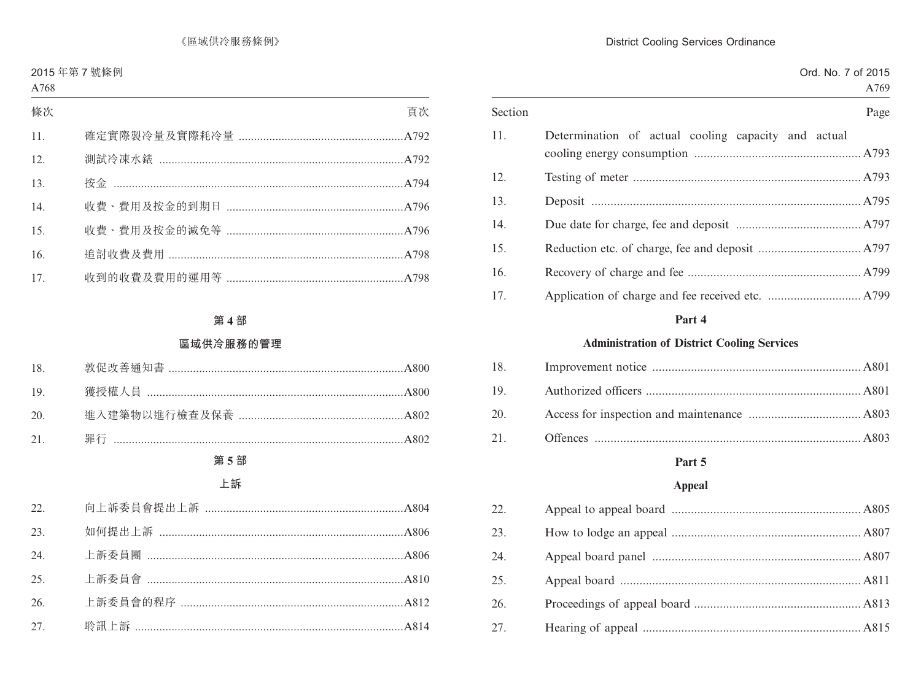| 條次 | | 頁次 |
|---|---|---|
| 11. | 確定實際製冷量及實際耗冷量 | A792 |
| 12. | 測試冷凍水錶 | A792 |
| 13. | 按金 | A794 |
| 14. | 收費、費用及按金的到期日 | A796 |
| 15. | 收費、費用及按金的減免等 | A796 |
| 16. | 追討收費及費用 | A798 |
| 17. | 收到的收費及費用的運用等 | A798 |

**第 4 部**

**區域供冷服務的管理**

| | | |
|---|---|---|
| 18. | 敦促改善通知書 | A800 |
| 19. | 獲授權人員 | A800 |
| 20. | 進入建築物以進行檢查及保養 | A802 |
| 21. | 罪行 | A802 |

**第 5 部**

**上訴**

| | | |
|---|---|---|
| 22. | 向上訴委員會提出上訴 | A804 |
| 23. | 如何提出上訴 | A806 |
| 24. | 上訴委員團 | A806 |
| 25. | 上訴委員會 | A810 |
| 26. | 上訴委員會的程序 | A812 |
| 27. | 聆訊上訴 | A814 |

| Section | | Page |
|---|---|---|
| 11. | Determination of actual cooling capacity and actual cooling energy consumption | A793 |
| 12. | Testing of meter | A793 |
| 13. | Deposit | A795 |
| 14. | Due date for charge, fee and deposit | A797 |
| 15. | Reduction etc. of charge, fee and deposit | A797 |
| 16. | Recovery of charge and fee | A799 |
| 17. | Application of charge and fee received etc. | A799 |

**Part 4**

**Administration of District Cooling Services**

| | | |
|---|---|---|
| 18. | Improvement notice | A801 |
| 19. | Authorized officers | A801 |
| 20. | Access for inspection and maintenance | A803 |
| 21. | Offences | A803 |

**Part 5**

**Appeal**

| | | |
|---|---|---|
| 22. | Appeal to appeal board | A805 |
| 23. | How to lodge an appeal | A807 |
| 24. | Appeal board panel | A807 |
| 25. | Appeal board | A811 |
| 26. | Proceedings of appeal board | A813 |
| 27. | Hearing of appeal | A815 |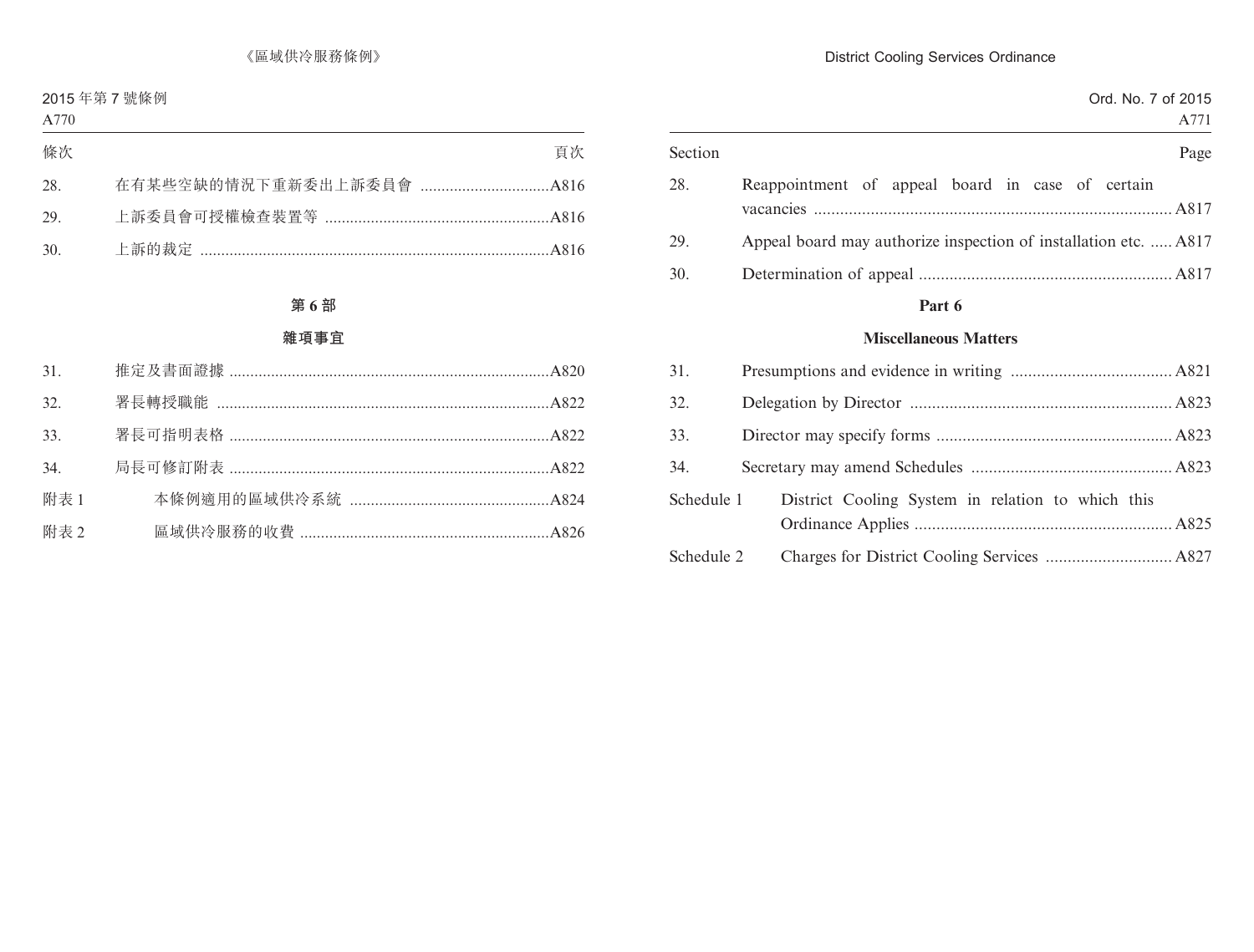| 條次 | | 頁次 |
|---|---|---|
| 28. | 在有某些空缺的情況下重新委出上訴委員會 | A816 |
| 29. | 上訴委員會可授權檢查裝置等 | A816 |
| 30. | 上訴的裁定 | A816 |

## 第 6 部

## 雜項事宜

| | | |
|---|---|---|
| 31. | 推定及書面證據 | A820 |
| 32. | 署長轉授職能 | A822 |
| 33. | 署長可指明表格 | A822 |
| 34. | 局長可修訂附表 | A822 |
| 附表 1 | 本條例適用的區域供冷系統 | A824 |
| 附表 2 | 區域供冷服務的收費 | A826 |

| Section | | Page |
|---|---|---|
| 28. | Reappointment of appeal board in case of certain vacancies | A817 |
| 29. | Appeal board may authorize inspection of installation etc. | A817 |
| 30. | Determination of appeal | A817 |

## Part 6

## Miscellaneous Matters

| | | |
|---|---|---|
| 31. | Presumptions and evidence in writing | A821 |
| 32. | Delegation by Director | A823 |
| 33. | Director may specify forms | A823 |
| 34. | Secretary may amend Schedules | A823 |
| Schedule 1 | District Cooling System in relation to which this Ordinance Applies | A825 |
| Schedule 2 | Charges for District Cooling Services | A827 |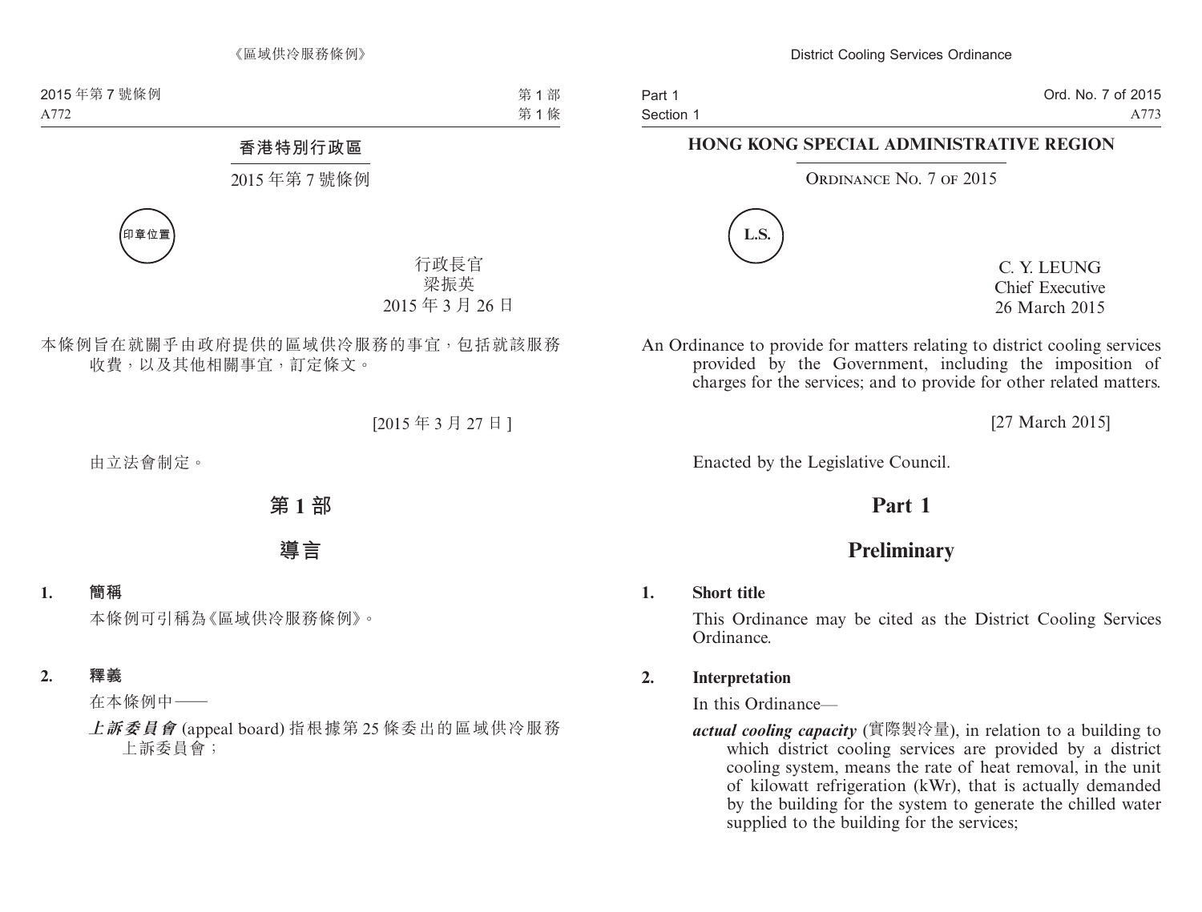## 香港特別行政區

2015 年第 7 號條例

印章位置

行政長官
梁振英
2015 年 3 月 26 日

本條例旨在就關乎由政府提供的區域供冷服務的事宜，包括就該服務收費，以及其他相關事宜，訂定條文。

[2015 年 3 月 27 日]

由立法會制定。

# 第 1 部

# 導言

**1. 簡稱**

本條例可引稱為《區域供冷服務條例》。

**2. 釋義**

在本條例中——

***上訴委員會*** (appeal board) 指根據第 25 條委出的區域供冷服務上訴委員會；

## HONG KONG SPECIAL ADMINISTRATIVE REGION

Ordinance No. 7 of 2015

L.S.

C. Y. LEUNG
Chief Executive
26 March 2015

An Ordinance to provide for matters relating to district cooling services provided by the Government, including the imposition of charges for the services; and to provide for other related matters.

[27 March 2015]

Enacted by the Legislative Council.

# Part 1

# Preliminary

**1. Short title**

This Ordinance may be cited as the District Cooling Services Ordinance.

**2. Interpretation**

In this Ordinance—

***actual cooling capacity*** (實際製冷量), in relation to a building to which district cooling services are provided by a district cooling system, means the rate of heat removal, in the unit of kilowatt refrigeration (kWr), that is actually demanded by the building for the system to generate the chilled water supplied to the building for the services;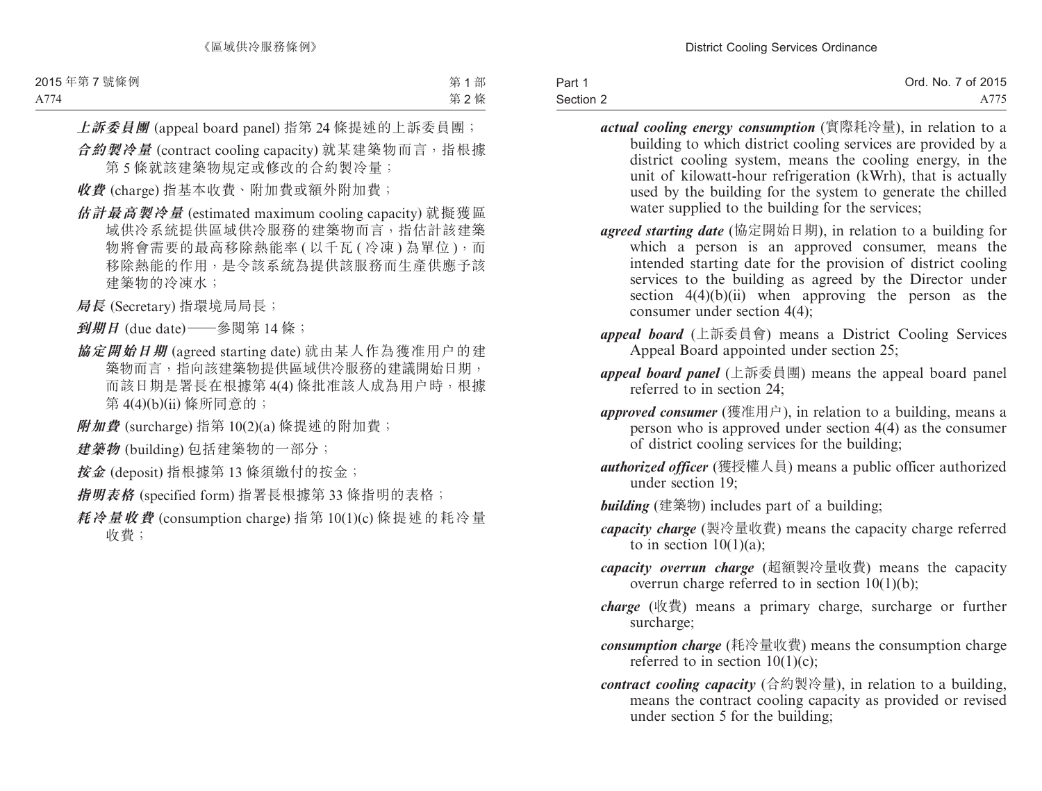***上訴委員團*** (appeal board panel) 指第 24 條提述的上訴委員團；

***合約製冷量*** (contract cooling capacity) 就某建築物而言，指根據第 5 條就該建築物規定或修改的合約製冷量；

***收費*** (charge) 指基本收費、附加費或額外附加費；

***估計最高製冷量*** (estimated maximum cooling capacity) 就擬獲區域供冷系統提供區域供冷服務的建築物而言，指估計該建築物將會需要的最高移除熱能率 (以千瓦 (冷凍) 為單位)，而移除熱能的作用，是令該系統為提供該服務而生產供應予該建築物的冷凍水；

***局長*** (Secretary) 指環境局局長；

***到期日*** (due date)——參閱第 14 條；

***協定開始日期*** (agreed starting date) 就由某人作為獲准用户的建築物而言，指向該建築物提供區域供冷服務的建議開始日期，而該日期是署長在根據第 4(4) 條批准該人成為用户時，根據第 4(4)(b)(ii) 條所同意的；

***附加費*** (surcharge) 指第 10(2)(a) 條提述的附加費；

***建築物*** (building) 包括建築物的一部分；

***按金*** (deposit) 指根據第 13 條須繳付的按金；

***指明表格*** (specified form) 指署長根據第 33 條指明的表格；

***耗冷量收費*** (consumption charge) 指第 10(1)(c) 條提述的耗冷量收費；

***actual cooling energy consumption*** (實際耗冷量), in relation to a building to which district cooling services are provided by a district cooling system, means the cooling energy, in the unit of kilowatt-hour refrigeration (kWrh), that is actually used by the building for the system to generate the chilled water supplied to the building for the services;

***agreed starting date*** (協定開始日期), in relation to a building for which a person is an approved consumer, means the intended starting date for the provision of district cooling services to the building as agreed by the Director under section 4(4)(b)(ii) when approving the person as the consumer under section 4(4);

***appeal board*** (上訴委員會) means a District Cooling Services Appeal Board appointed under section 25;

***appeal board panel*** (上訴委員團) means the appeal board panel referred to in section 24;

***approved consumer*** (獲准用户), in relation to a building, means a person who is approved under section 4(4) as the consumer of district cooling services for the building;

***authorized officer*** (獲授權人員) means a public officer authorized under section 19;

***building*** (建築物) includes part of a building;

***capacity charge*** (製冷量收費) means the capacity charge referred to in section 10(1)(a);

***capacity overrun charge*** (超額製冷量收費) means the capacity overrun charge referred to in section 10(1)(b);

***charge*** (收費) means a primary charge, surcharge or further surcharge;

***consumption charge*** (耗冷量收費) means the consumption charge referred to in section 10(1)(c);

***contract cooling capacity*** (合約製冷量), in relation to a building, means the contract cooling capacity as provided or revised under section 5 for the building;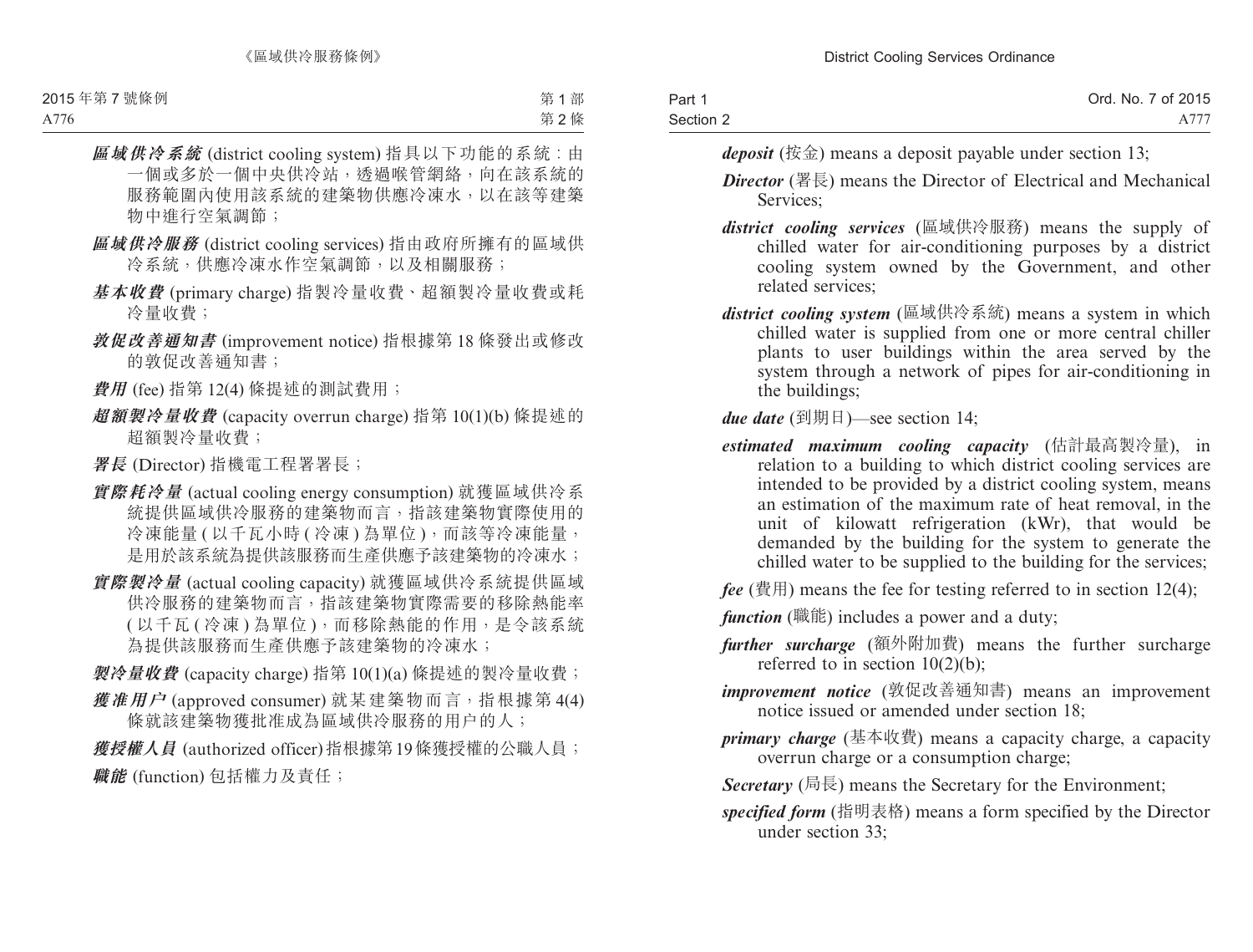***區域供冷系統*** (district cooling system) 指具以下功能的系統：由一個或多於一個中央供冷站，透過喉管網絡，向在該系統的服務範圍內使用該系統的建築物供應冷凍水，以在該等建築物中進行空氣調節；

***區域供冷服務*** (district cooling services) 指由政府所擁有的區域供冷系統，供應冷凍水作空氣調節，以及相關服務；

***基本收費*** (primary charge) 指製冷量收費、超額製冷量收費或耗冷量收費；

***敦促改善通知書*** (improvement notice) 指根據第 18 條發出或修改的敦促改善通知書；

***費用*** (fee) 指第 12(4) 條提述的測試費用；

***超額製冷量收費*** (capacity overrun charge) 指第 10(1)(b) 條提述的超額製冷量收費；

***署長*** (Director) 指機電工程署署長；

***實際耗冷量*** (actual cooling energy consumption) 就獲區域供冷系統提供區域供冷服務的建築物而言，指該建築物實際使用的冷凍能量 ( 以千瓦小時 ( 冷凍 ) 為單位 )，而該等冷凍能量，是用於該系統為提供該服務而生產供應予該建築物的冷凍水；

***實際製冷量*** (actual cooling capacity) 就獲區域供冷系統提供區域供冷服務的建築物而言，指該建築物實際需要的移除熱能率 ( 以千瓦 ( 冷凍 ) 為單位 )，而移除熱能的作用，是令該系統為提供該服務而生產供應予該建築物的冷凍水；

***製冷量收費*** (capacity charge) 指第 10(1)(a) 條提述的製冷量收費；

***獲准用户*** (approved consumer) 就某建築物而言，指根據第 4(4) 條就該建築物獲批准成為區域供冷服務的用户的人；

***獲授權人員*** (authorized officer) 指根據第 19 條獲授權的公職人員；

***職能*** (function) 包括權力及責任；

***deposit*** (按金) means a deposit payable under section 13;

***Director*** (署長) means the Director of Electrical and Mechanical Services;

***district cooling services*** (區域供冷服務) means the supply of chilled water for air-conditioning purposes by a district cooling system owned by the Government, and other related services;

***district cooling system*** (區域供冷系統) means a system in which chilled water is supplied from one or more central chiller plants to user buildings within the area served by the system through a network of pipes for air-conditioning in the buildings;

***due date*** (到期日)—see section 14;

***estimated maximum cooling capacity*** (估計最高製冷量), in relation to a building to which district cooling services are intended to be provided by a district cooling system, means an estimation of the maximum rate of heat removal, in the unit of kilowatt refrigeration (kWr), that would be demanded by the building for the system to generate the chilled water to be supplied to the building for the services;

***fee*** (費用) means the fee for testing referred to in section 12(4);

***function*** (職能) includes a power and a duty;

***further surcharge*** (額外附加費) means the further surcharge referred to in section 10(2)(b);

***improvement notice*** (敦促改善通知書) means an improvement notice issued or amended under section 18;

***primary charge*** (基本收費) means a capacity charge, a capacity overrun charge or a consumption charge;

***Secretary*** (局長) means the Secretary for the Environment;

***specified form*** (指明表格) means a form specified by the Director under section 33;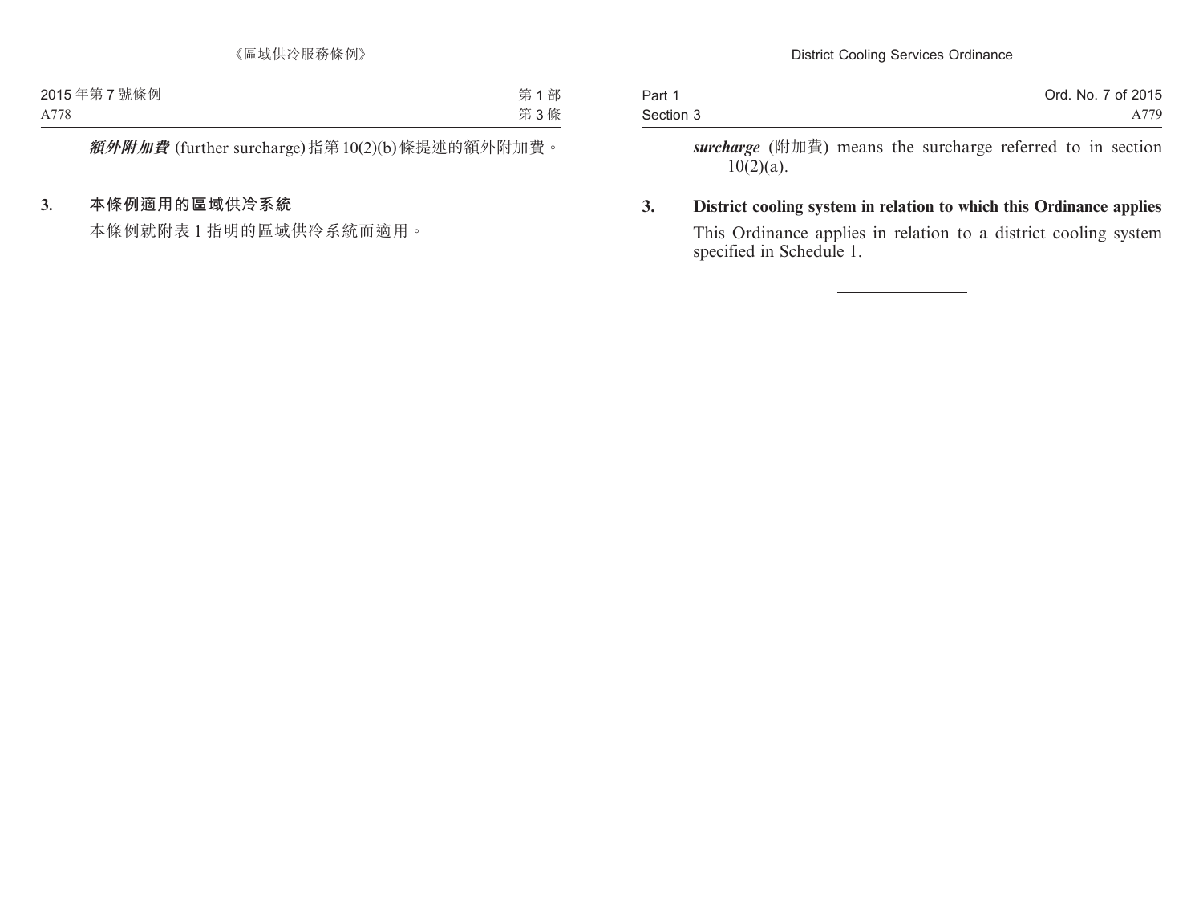***額外附加費*** (further surcharge) 指第 10(2)(b) 條提述的額外附加費。

### 3. 本條例適用的區域供冷系統

本條例就附表 1 指明的區域供冷系統而適用。

---

***surcharge*** (附加費) means the surcharge referred to in section 10(2)(a).

### 3. District cooling system in relation to which this Ordinance applies

This Ordinance applies in relation to a district cooling system specified in Schedule 1.

---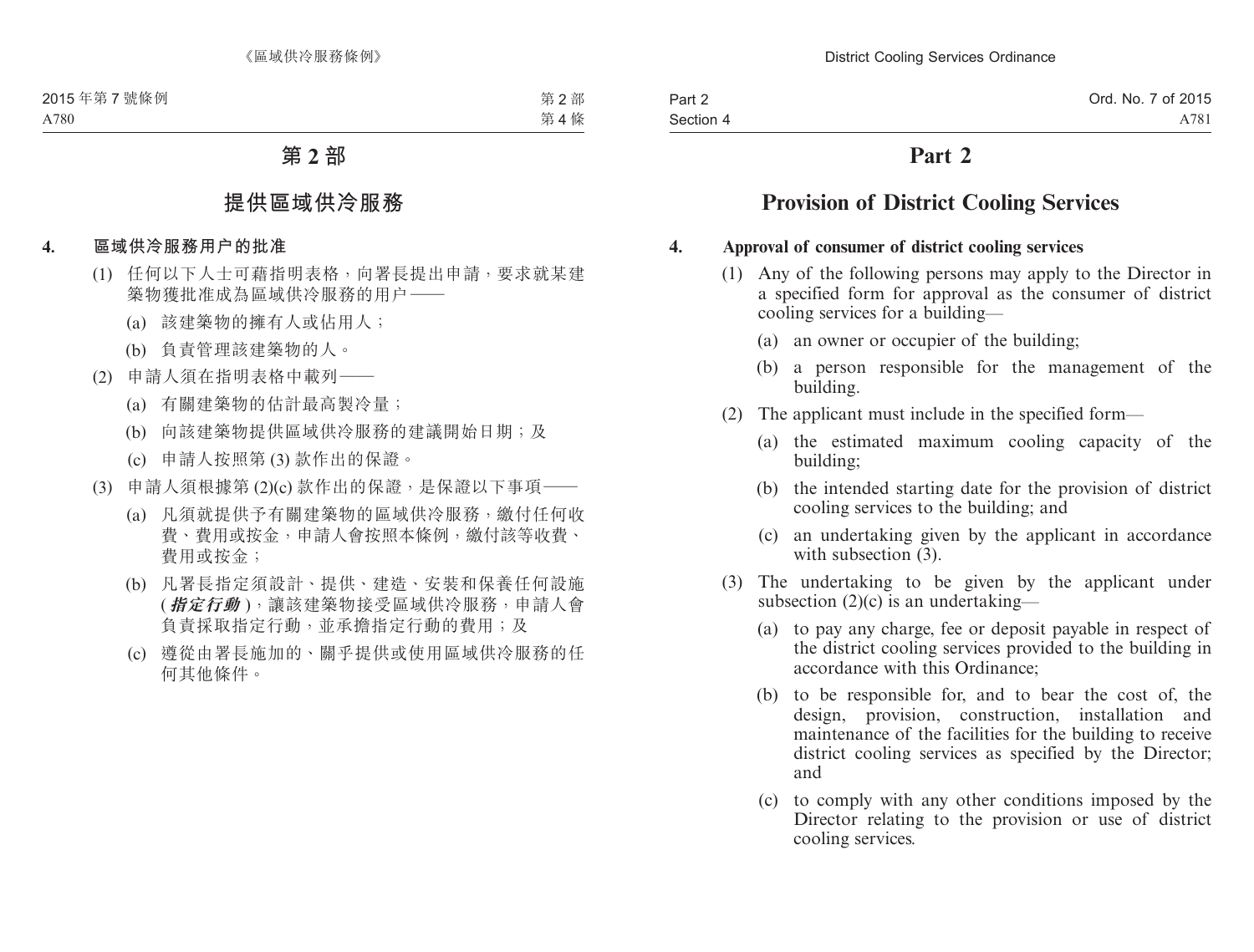# 第 2 部

## 提供區域供冷服務

### 4. 區域供冷服務用户的批准

(1) 任何以下人士可藉指明表格，向署長提出申請，要求就某建築物獲批准成為區域供冷服務的用户 ——

(a) 該建築物的擁有人或佔用人；

(b) 負責管理該建築物的人。

(2) 申請人須在指明表格中載列 ——

(a) 有關建築物的估計最高製冷量；

(b) 向該建築物提供區域供冷服務的建議開始日期；及

(c) 申請人按照第 (3) 款作出的保證。

(3) 申請人須根據第 (2)(c) 款作出的保證，是保證以下事項 ——

(a) 凡須就提供予有關建築物的區域供冷服務，繳付任何收費、費用或按金，申請人會按照本條例，繳付該等收費、費用或按金；

(b) 凡署長指定須設計、提供、建造、安裝和保養任何設施 (***指定行動***)，讓該建築物接受區域供冷服務，申請人會負責採取指定行動，並承擔指定行動的費用；及

(c) 遵從由署長施加的、關乎提供或使用區域供冷服務的任何其他條件。

# Part 2

## Provision of District Cooling Services

### 4. Approval of consumer of district cooling services

(1) Any of the following persons may apply to the Director in a specified form for approval as the consumer of district cooling services for a building—

(a) an owner or occupier of the building;

(b) a person responsible for the management of the building.

(2) The applicant must include in the specified form—

(a) the estimated maximum cooling capacity of the building;

(b) the intended starting date for the provision of district cooling services to the building; and

(c) an undertaking given by the applicant in accordance with subsection (3).

(3) The undertaking to be given by the applicant under subsection (2)(c) is an undertaking—

(a) to pay any charge, fee or deposit payable in respect of the district cooling services provided to the building in accordance with this Ordinance;

(b) to be responsible for, and to bear the cost of, the design, provision, construction, installation and maintenance of the facilities for the building to receive district cooling services as specified by the Director; and

(c) to comply with any other conditions imposed by the Director relating to the provision or use of district cooling services.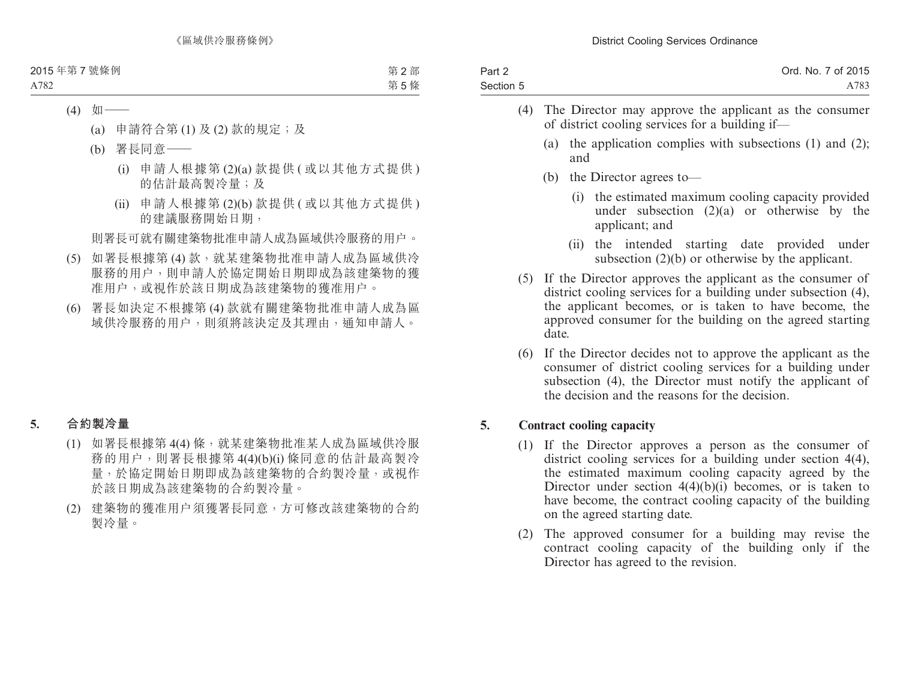(4) 如——

(a) 申請符合第 (1) 及 (2) 款的規定；及

(b) 署長同意——

(i) 申請人根據第 (2)(a) 款提供 ( 或以其他方式提供 ) 的估計最高製冷量；及

(ii) 申請人根據第 (2)(b) 款提供 ( 或以其他方式提供 ) 的建議服務開始日期，

則署長可就有關建築物批准申請人成為區域供冷服務的用户。

(5) 如署長根據第 (4) 款，就某建築物批准申請人成為區域供冷服務的用户，則申請人於協定開始日期即成為該建築物的獲准用户，或視作於該日期成為該建築物的獲准用户。

(6) 署長如決定不根據第 (4) 款就有關建築物批准申請人成為區域供冷服務的用户，則須將該決定及其理由，通知申請人。

## 5. 合約製冷量

(1) 如署長根據第 4(4) 條，就某建築物批准某人成為區域供冷服務的用户，則署長根據第 4(4)(b)(i) 條同意的估計最高製冷量，於協定開始日期即成為該建築物的合約製冷量，或視作於該日期成為該建築物的合約製冷量。

(2) 建築物的獲准用户須獲署長同意，方可修改該建築物的合約製冷量。

(4) The Director may approve the applicant as the consumer of district cooling services for a building if—

(a) the application complies with subsections (1) and (2); and

(b) the Director agrees to—

(i) the estimated maximum cooling capacity provided under subsection (2)(a) or otherwise by the applicant; and

(ii) the intended starting date provided under subsection (2)(b) or otherwise by the applicant.

(5) If the Director approves the applicant as the consumer of district cooling services for a building under subsection (4), the applicant becomes, or is taken to have become, the approved consumer for the building on the agreed starting date.

(6) If the Director decides not to approve the applicant as the consumer of district cooling services for a building under subsection (4), the Director must notify the applicant of the decision and the reasons for the decision.

## 5. Contract cooling capacity

(1) If the Director approves a person as the consumer of district cooling services for a building under section 4(4), the estimated maximum cooling capacity agreed by the Director under section 4(4)(b)(i) becomes, or is taken to have become, the contract cooling capacity of the building on the agreed starting date.

(2) The approved consumer for a building may revise the contract cooling capacity of the building only if the Director has agreed to the revision.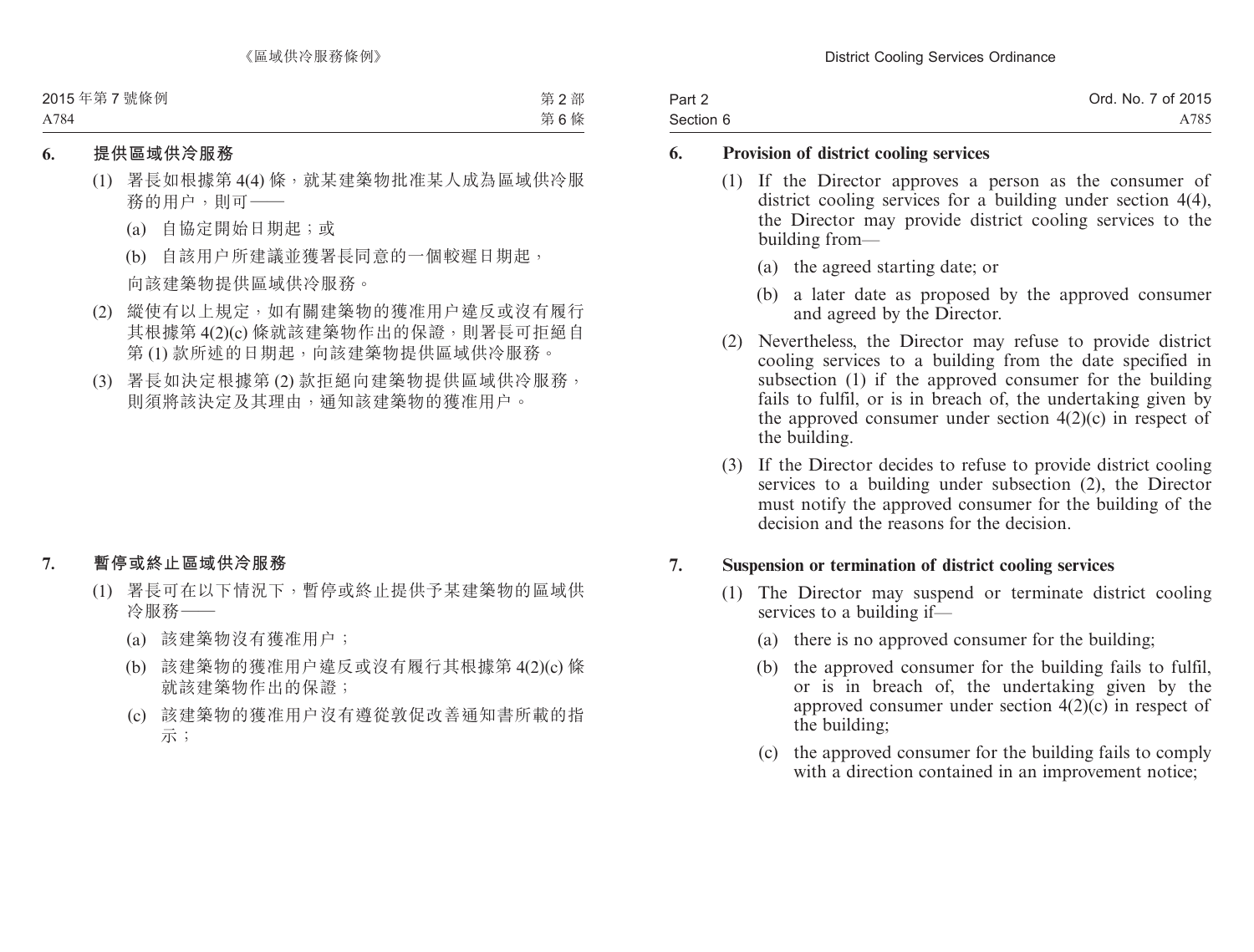## 6. 提供區域供冷服務

(1) 署長如根據第 4(4) 條，就某建築物批准某人成為區域供冷服務的用户，則可——

(a) 自協定開始日期起；或

(b) 自該用户所建議並獲署長同意的一個較遲日期起，

向該建築物提供區域供冷服務。

(2) 縱使有以上規定，如有關建築物的獲准用户違反或沒有履行其根據第 4(2)(c) 條就該建築物作出的保證，則署長可拒絕自第 (1) 款所述的日期起，向該建築物提供區域供冷服務。

(3) 署長如決定根據第 (2) 款拒絕向建築物提供區域供冷服務，則須將該決定及其理由，通知該建築物的獲准用户。

## 7. 暫停或終止區域供冷服務

(1) 署長可在以下情況下，暫停或終止提供予某建築物的區域供冷服務——

(a) 該建築物沒有獲准用户；

(b) 該建築物的獲准用户違反或沒有履行其根據第 4(2)(c) 條就該建築物作出的保證；

(c) 該建築物的獲准用户沒有遵從敦促改善通知書所載的指示；

## 6. Provision of district cooling services

(1) If the Director approves a person as the consumer of district cooling services for a building under section 4(4), the Director may provide district cooling services to the building from—

(a) the agreed starting date; or

(b) a later date as proposed by the approved consumer and agreed by the Director.

(2) Nevertheless, the Director may refuse to provide district cooling services to a building from the date specified in subsection (1) if the approved consumer for the building fails to fulfil, or is in breach of, the undertaking given by the approved consumer under section 4(2)(c) in respect of the building.

(3) If the Director decides to refuse to provide district cooling services to a building under subsection (2), the Director must notify the approved consumer for the building of the decision and the reasons for the decision.

## 7. Suspension or termination of district cooling services

(1) The Director may suspend or terminate district cooling services to a building if—

(a) there is no approved consumer for the building;

(b) the approved consumer for the building fails to fulfil, or is in breach of, the undertaking given by the approved consumer under section 4(2)(c) in respect of the building;

(c) the approved consumer for the building fails to comply with a direction contained in an improvement notice;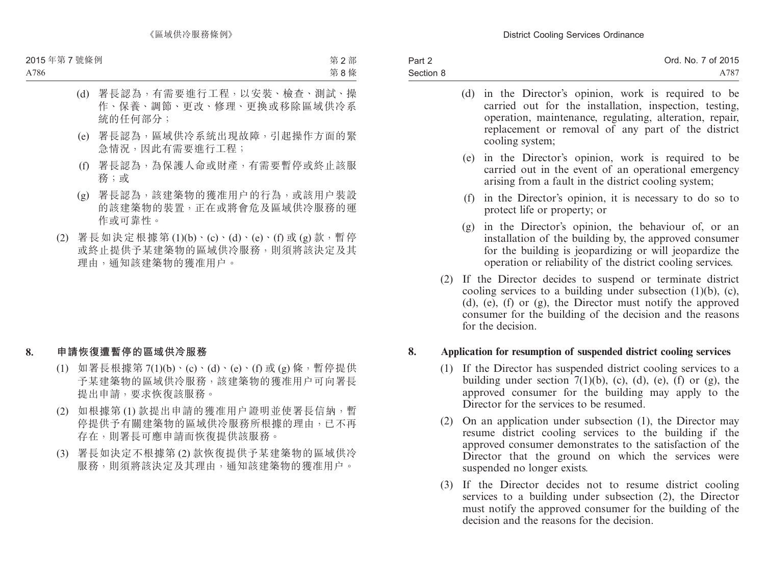(d) 署長認為，有需要進行工程，以安裝、檢查、測試、操作、保養、調節、更改、修理、更換或移除區域供冷系統的任何部分；

(e) 署長認為，區域供冷系統出現故障，引起操作方面的緊急情況，因此有需要進行工程；

(f) 署長認為，為保護人命或財產，有需要暫停或終止該服務；或

(g) 署長認為，該建築物的獲准用户的行為，或該用户裝設的該建築物的裝置，正在或將會危及區域供冷服務的運作或可靠性。

(2) 署長如決定根據第 (1)(b)、(c)、(d)、(e)、(f) 或 (g) 款，暫停或終止提供予某建築物的區域供冷服務，則須將該決定及其理由，通知該建築物的獲准用户。

## 8. 申請恢復遭暫停的區域供冷服務

(1) 如署長根據第 7(1)(b)、(c)、(d)、(e)、(f) 或 (g) 條，暫停提供予某建築物的區域供冷服務，該建築物的獲准用户可向署長提出申請，要求恢復該服務。

(2) 如根據第 (1) 款提出申請的獲准用户證明並使署長信納，暫停提供予有關建築物的區域供冷服務所根據的理由，已不再存在，則署長可應申請而恢復提供該服務。

(3) 署長如決定不根據第 (2) 款恢復提供予某建築物的區域供冷服務，則須將該決定及其理由，通知該建築物的獲准用户。

(d) in the Director's opinion, work is required to be carried out for the installation, inspection, testing, operation, maintenance, regulating, alteration, repair, replacement or removal of any part of the district cooling system;

(e) in the Director's opinion, work is required to be carried out in the event of an operational emergency arising from a fault in the district cooling system;

(f) in the Director's opinion, it is necessary to do so to protect life or property; or

(g) in the Director's opinion, the behaviour of, or an installation of the building by, the approved consumer for the building is jeopardizing or will jeopardize the operation or reliability of the district cooling services.

(2) If the Director decides to suspend or terminate district cooling services to a building under subsection (1)(b), (c), (d), (e), (f) or (g), the Director must notify the approved consumer for the building of the decision and the reasons for the decision.

## 8. Application for resumption of suspended district cooling services

(1) If the Director has suspended district cooling services to a building under section 7(1)(b), (c), (d), (e), (f) or (g), the approved consumer for the building may apply to the Director for the services to be resumed.

(2) On an application under subsection (1), the Director may resume district cooling services to the building if the approved consumer demonstrates to the satisfaction of the Director that the ground on which the services were suspended no longer exists.

(3) If the Director decides not to resume district cooling services to a building under subsection (2), the Director must notify the approved consumer for the building of the decision and the reasons for the decision.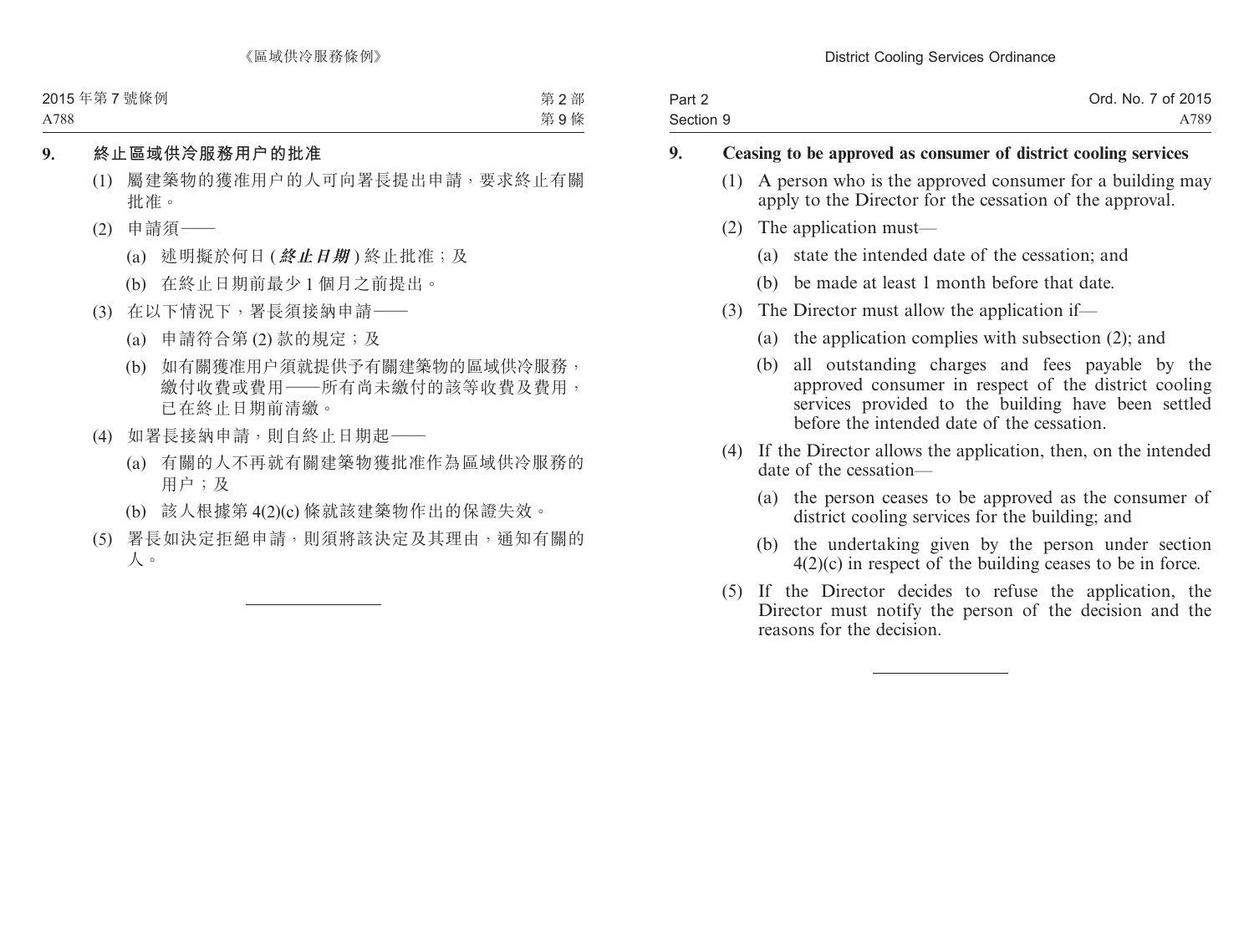## 9. 終止區域供冷服務用户的批准

(1) 屬建築物的獲准用户的人可向署長提出申請，要求終止有關批准。

(2) 申請須——

(a) 述明擬於何日 (***終止日期***) 終止批准；及

(b) 在終止日期前最少 1 個月之前提出。

(3) 在以下情況下，署長須接納申請——

(a) 申請符合第 (2) 款的規定；及

(b) 如有關獲准用户須就提供予有關建築物的區域供冷服務，繳付收費或費用——所有尚未繳付的該等收費及費用，已在終止日期前清繳。

(4) 如署長接納申請，則自終止日期起——

(a) 有關的人不再就有關建築物獲批准作為區域供冷服務的用户；及

(b) 該人根據第 4(2)(c) 條就該建築物作出的保證失效。

(5) 署長如決定拒絕申請，則須將該決定及其理由，通知有關的人。

## 9. Ceasing to be approved as consumer of district cooling services

(1) A person who is the approved consumer for a building may apply to the Director for the cessation of the approval.

(2) The application must—

(a) state the intended date of the cessation; and

(b) be made at least 1 month before that date.

(3) The Director must allow the application if—

(a) the application complies with subsection (2); and

(b) all outstanding charges and fees payable by the approved consumer in respect of the district cooling services provided to the building have been settled before the intended date of the cessation.

(4) If the Director allows the application, then, on the intended date of the cessation—

(a) the person ceases to be approved as the consumer of district cooling services for the building; and

(b) the undertaking given by the person under section 4(2)(c) in respect of the building ceases to be in force.

(5) If the Director decides to refuse the application, the Director must notify the person of the decision and the reasons for the decision.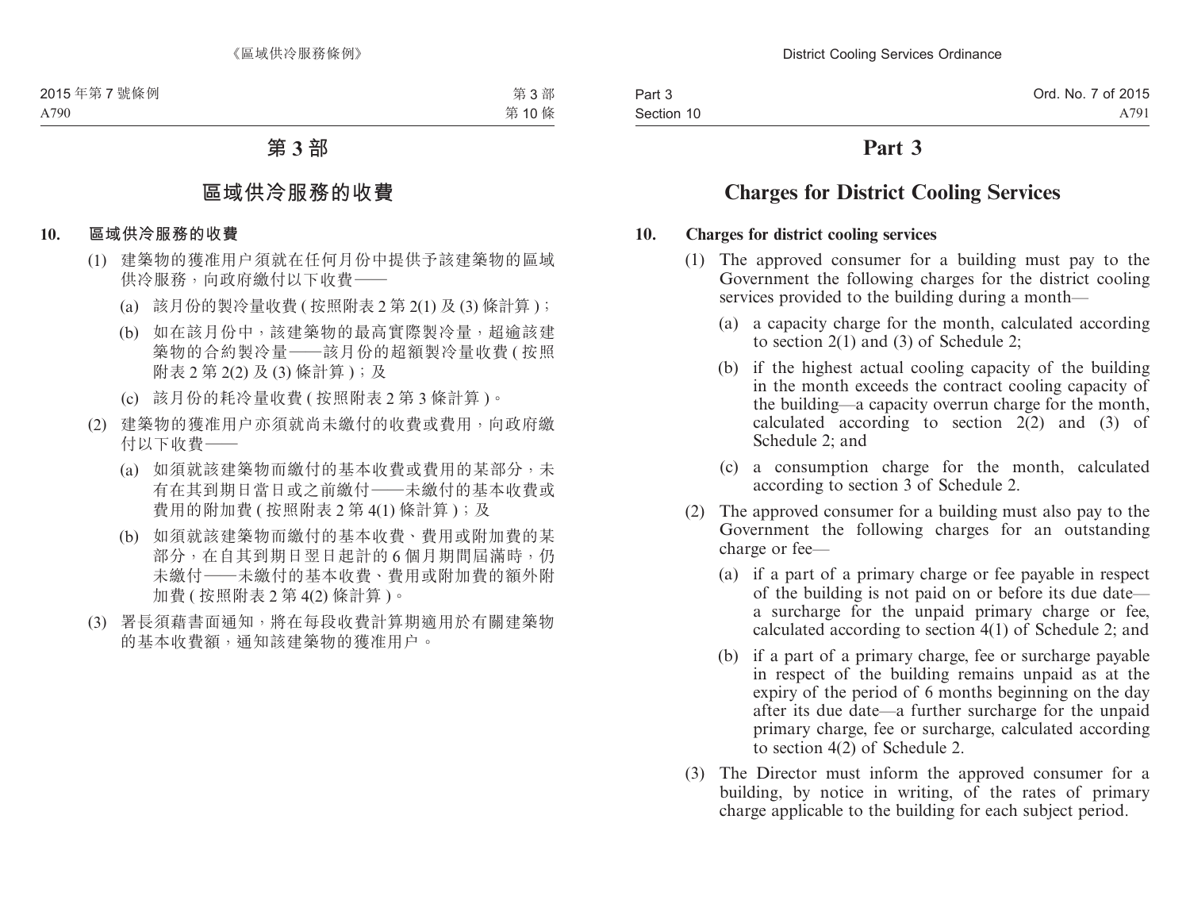# 第 3 部

## 區域供冷服務的收費

**10. 區域供冷服務的收費**

(1) 建築物的獲准用户須就在任何月份中提供予該建築物的區域供冷服務，向政府繳付以下收費——

(a) 該月份的製冷量收費 ( 按照附表 2 第 2(1) 及 (3) 條計算 )；

(b) 如在該月份中，該建築物的最高實際製冷量，超逾該建築物的合約製冷量——該月份的超額製冷量收費 ( 按照附表 2 第 2(2) 及 (3) 條計算 )；及

(c) 該月份的耗冷量收費 ( 按照附表 2 第 3 條計算 )。

(2) 建築物的獲准用户亦須就尚未繳付的收費或費用，向政府繳付以下收費——

(a) 如須就該建築物而繳付的基本收費或費用的某部分，未有在其到期日當日或之前繳付——未繳付的基本收費或費用的附加費 ( 按照附表 2 第 4(1) 條計算 )；及

(b) 如須就該建築物而繳付的基本收費、費用或附加費的某部分，在自其到期日翌日起計的 6 個月期間屆滿時，仍未繳付——未繳付的基本收費、費用或附加費的額外附加費 ( 按照附表 2 第 4(2) 條計算 )。

(3) 署長須藉書面通知，將在每段收費計算期適用於有關建築物的基本收費額，通知該建築物的獲准用户。

# Part 3

## Charges for District Cooling Services

**10. Charges for district cooling services**

(1) The approved consumer for a building must pay to the Government the following charges for the district cooling services provided to the building during a month—

(a) a capacity charge for the month, calculated according to section 2(1) and (3) of Schedule 2;

(b) if the highest actual cooling capacity of the building in the month exceeds the contract cooling capacity of the building—a capacity overrun charge for the month, calculated according to section 2(2) and (3) of Schedule 2; and

(c) a consumption charge for the month, calculated according to section 3 of Schedule 2.

(2) The approved consumer for a building must also pay to the Government the following charges for an outstanding charge or fee—

(a) if a part of a primary charge or fee payable in respect of the building is not paid on or before its due date—a surcharge for the unpaid primary charge or fee, calculated according to section 4(1) of Schedule 2; and

(b) if a part of a primary charge, fee or surcharge payable in respect of the building remains unpaid as at the expiry of the period of 6 months beginning on the day after its due date—a further surcharge for the unpaid primary charge, fee or surcharge, calculated according to section 4(2) of Schedule 2.

(3) The Director must inform the approved consumer for a building, by notice in writing, of the rates of primary charge applicable to the building for each subject period.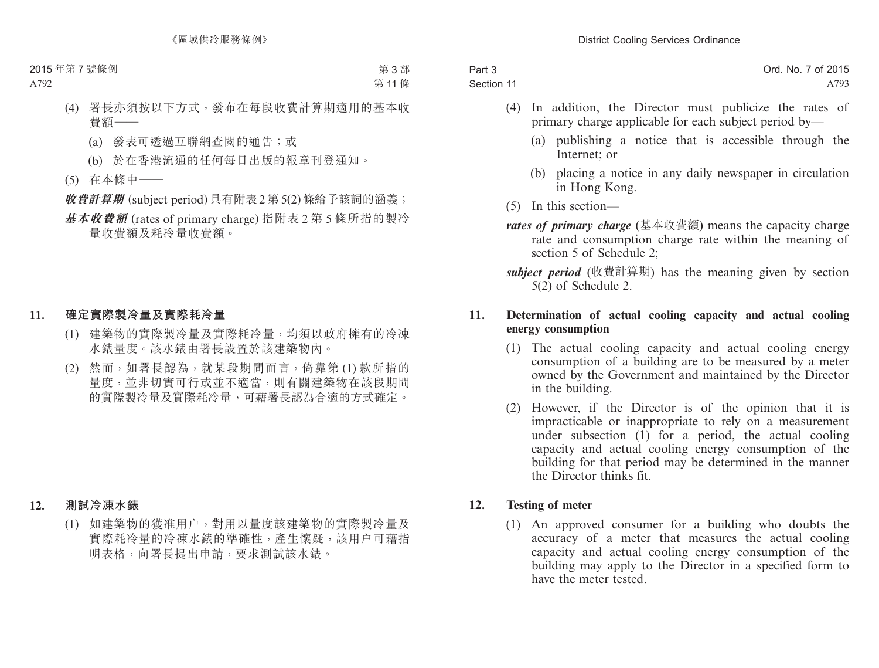(4) 署長亦須按以下方式，發布在每段收費計算期適用的基本收費額——

(a) 發表可透過互聯網查閱的通告；或

(b) 於在香港流通的任何每日出版的報章刊登通知。

(5) 在本條中——

***收費計算期*** (subject period) 具有附表 2 第 5(2) 條給予該詞的涵義；

***基本收費額*** (rates of primary charge) 指附表 2 第 5 條所指的製冷量收費額及耗冷量收費額。

**11. 確定實際製冷量及實際耗冷量**

(1) 建築物的實際製冷量及實際耗冷量，均須以政府擁有的冷凍水錶量度。該水錶由署長設置於該建築物內。

(2) 然而，如署長認為，就某段期間而言，倚靠第 (1) 款所指的量度，並非切實可行或並不適當，則有關建築物在該段期間的實際製冷量及實際耗冷量，可藉署長認為合適的方式確定。

**12. 測試冷凍水錶**

(1) 如建築物的獲准用户，對用以量度該建築物的實際製冷量及實際耗冷量的冷凍水錶的準確性，產生懷疑，該用户可藉指明表格，向署長提出申請，要求測試該水錶。

(4) In addition, the Director must publicize the rates of primary charge applicable for each subject period by—

(a) publishing a notice that is accessible through the Internet; or

(b) placing a notice in any daily newspaper in circulation in Hong Kong.

(5) In this section—

***rates of primary charge*** (基本收費額) means the capacity charge rate and consumption charge rate within the meaning of section 5 of Schedule 2;

***subject period*** (收費計算期) has the meaning given by section 5(2) of Schedule 2.

**11. Determination of actual cooling capacity and actual cooling energy consumption**

(1) The actual cooling capacity and actual cooling energy consumption of a building are to be measured by a meter owned by the Government and maintained by the Director in the building.

(2) However, if the Director is of the opinion that it is impracticable or inappropriate to rely on a measurement under subsection (1) for a period, the actual cooling capacity and actual cooling energy consumption of the building for that period may be determined in the manner the Director thinks fit.

**12. Testing of meter**

(1) An approved consumer for a building who doubts the accuracy of a meter that measures the actual cooling capacity and actual cooling energy consumption of the building may apply to the Director in a specified form to have the meter tested.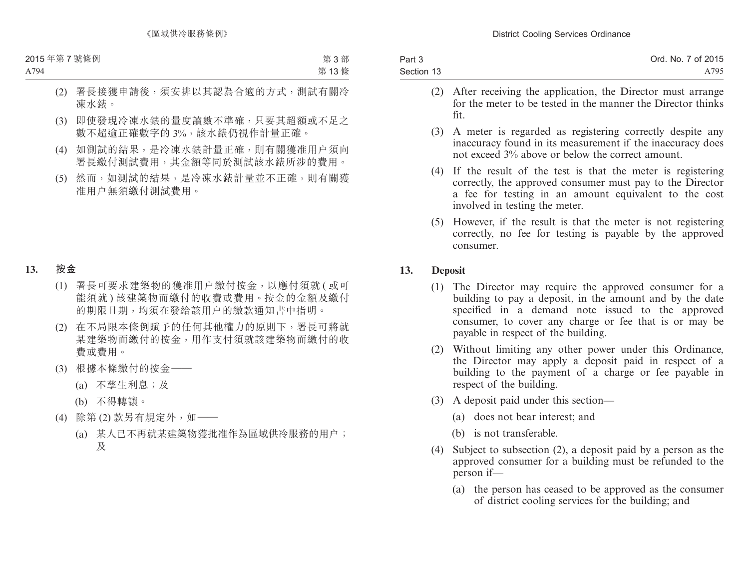(2) 署長接獲申請後，須安排以其認為合適的方式，測試有關冷凍水錶。

(3) 即使發現冷凍水錶的量度讀數不準確，只要其超額或不足之數不超逾正確數字的 3%，該水錶仍視作計量正確。

(4) 如測試的結果，是冷凍水錶計量正確，則有關獲准用户須向署長繳付測試費用，其金額等同於測試該水錶所涉的費用。

(5) 然而，如測試的結果，是冷凍水錶計量並不正確，則有關獲准用户無須繳付測試費用。

## 13. 按金

(1) 署長可要求建築物的獲准用户繳付按金，以應付須就 (或可能須就) 該建築物而繳付的收費或費用。按金的金額及繳付的期限日期，均須在發給該用户的繳款通知書中指明。

(2) 在不局限本條例賦予的任何其他權力的原則下，署長可將就某建築物而繳付的按金，用作支付須就該建築物而繳付的收費或費用。

(3) 根據本條繳付的按金——

(a) 不孳生利息；及

(b) 不得轉讓。

(4) 除第 (2) 款另有規定外，如——

(a) 某人已不再就某建築物獲批准作為區域供冷服務的用户；及

(2) After receiving the application, the Director must arrange for the meter to be tested in the manner the Director thinks fit.

(3) A meter is regarded as registering correctly despite any inaccuracy found in its measurement if the inaccuracy does not exceed 3% above or below the correct amount.

(4) If the result of the test is that the meter is registering correctly, the approved consumer must pay to the Director a fee for testing in an amount equivalent to the cost involved in testing the meter.

(5) However, if the result is that the meter is not registering correctly, no fee for testing is payable by the approved consumer.

## 13. Deposit

(1) The Director may require the approved consumer for a building to pay a deposit, in the amount and by the date specified in a demand note issued to the approved consumer, to cover any charge or fee that is or may be payable in respect of the building.

(2) Without limiting any other power under this Ordinance, the Director may apply a deposit paid in respect of a building to the payment of a charge or fee payable in respect of the building.

(3) A deposit paid under this section—

(a) does not bear interest; and

(b) is not transferable.

(4) Subject to subsection (2), a deposit paid by a person as the approved consumer for a building must be refunded to the person if—

(a) the person has ceased to be approved as the consumer of district cooling services for the building; and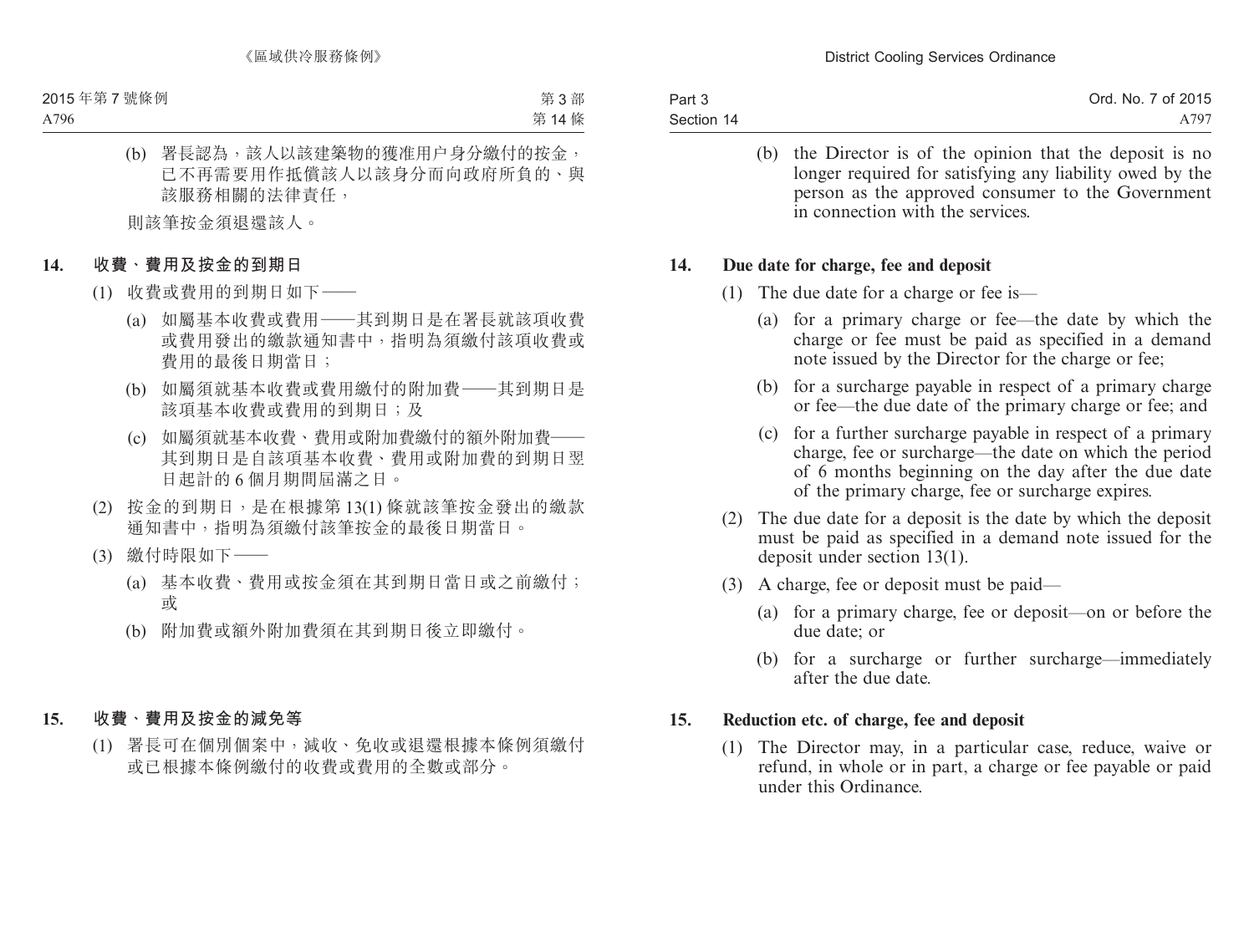(b) 署長認為，該人以該建築物的獲准用户身分繳付的按金，已不再需要用作抵償該人以該身分而向政府所負的、與該服務相關的法律責任，

則該筆按金須退還該人。

## 14. 收費、費用及按金的到期日

(1) 收費或費用的到期日如下——

(a) 如屬基本收費或費用——其到期日是在署長就該項收費或費用發出的繳款通知書中，指明為須繳付該項收費或費用的最後日期當日；

(b) 如屬須就基本收費或費用繳付的附加費——其到期日是該項基本收費或費用的到期日；及

(c) 如屬須就基本收費、費用或附加費繳付的額外附加費——其到期日是自該項基本收費、費用或附加費的到期日翌日起計的 6 個月期間屆滿之日。

(2) 按金的到期日，是在根據第 13(1) 條就該筆按金發出的繳款通知書中，指明為須繳付該筆按金的最後日期當日。

(3) 繳付時限如下——

(a) 基本收費、費用或按金須在其到期日當日或之前繳付；或

(b) 附加費或額外附加費須在其到期日後立即繳付。

## 15. 收費、費用及按金的減免等

(1) 署長可在個別個案中，減收、免收或退還根據本條例須繳付或已根據本條例繳付的收費或費用的全數或部分。

---

(b) the Director is of the opinion that the deposit is no longer required for satisfying any liability owed by the person as the approved consumer to the Government in connection with the services.

## 14. Due date for charge, fee and deposit

(1) The due date for a charge or fee is—

(a) for a primary charge or fee—the date by which the charge or fee must be paid as specified in a demand note issued by the Director for the charge or fee;

(b) for a surcharge payable in respect of a primary charge or fee—the due date of the primary charge or fee; and

(c) for a further surcharge payable in respect of a primary charge, fee or surcharge—the date on which the period of 6 months beginning on the day after the due date of the primary charge, fee or surcharge expires.

(2) The due date for a deposit is the date by which the deposit must be paid as specified in a demand note issued for the deposit under section 13(1).

(3) A charge, fee or deposit must be paid—

(a) for a primary charge, fee or deposit—on or before the due date; or

(b) for a surcharge or further surcharge—immediately after the due date.

## 15. Reduction etc. of charge, fee and deposit

(1) The Director may, in a particular case, reduce, waive or refund, in whole or in part, a charge or fee payable or paid under this Ordinance.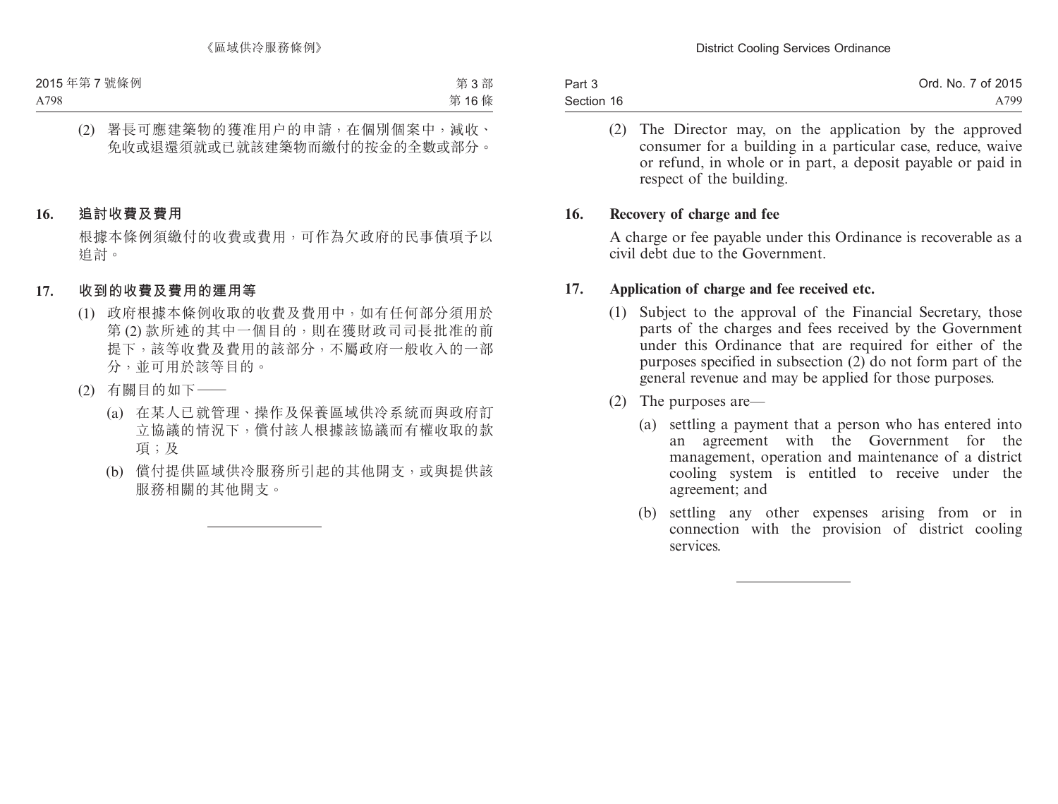(2) 署長可應建築物的獲准用户的申請，在個別個案中，減收、免收或退還須就或已就該建築物而繳付的按金的全數或部分。

### 16. 追討收費及費用

根據本條例須繳付的收費或費用，可作為欠政府的民事債項予以追討。

### 17. 收到的收費及費用的運用等

(1) 政府根據本條例收取的收費及費用中，如有任何部分須用於第 (2) 款所述的其中一個目的，則在獲財政司司長批准的前提下，該等收費及費用的該部分，不屬政府一般收入的一部分，並可用於該等目的。

(2) 有關目的如下——

(a) 在某人已就管理、操作及保養區域供冷系統而與政府訂立協議的情況下，償付該人根據該協議而有權收取的款項；及

(b) 償付提供區域供冷服務所引起的其他開支，或與提供該服務相關的其他開支。

---

(2) The Director may, on the application by the approved consumer for a building in a particular case, reduce, waive or refund, in whole or in part, a deposit payable or paid in respect of the building.

### 16. Recovery of charge and fee

A charge or fee payable under this Ordinance is recoverable as a civil debt due to the Government.

### 17. Application of charge and fee received etc.

(1) Subject to the approval of the Financial Secretary, those parts of the charges and fees received by the Government under this Ordinance that are required for either of the purposes specified in subsection (2) do not form part of the general revenue and may be applied for those purposes.

(2) The purposes are—

(a) settling a payment that a person who has entered into an agreement with the Government for the management, operation and maintenance of a district cooling system is entitled to receive under the agreement; and

(b) settling any other expenses arising from or in connection with the provision of district cooling services.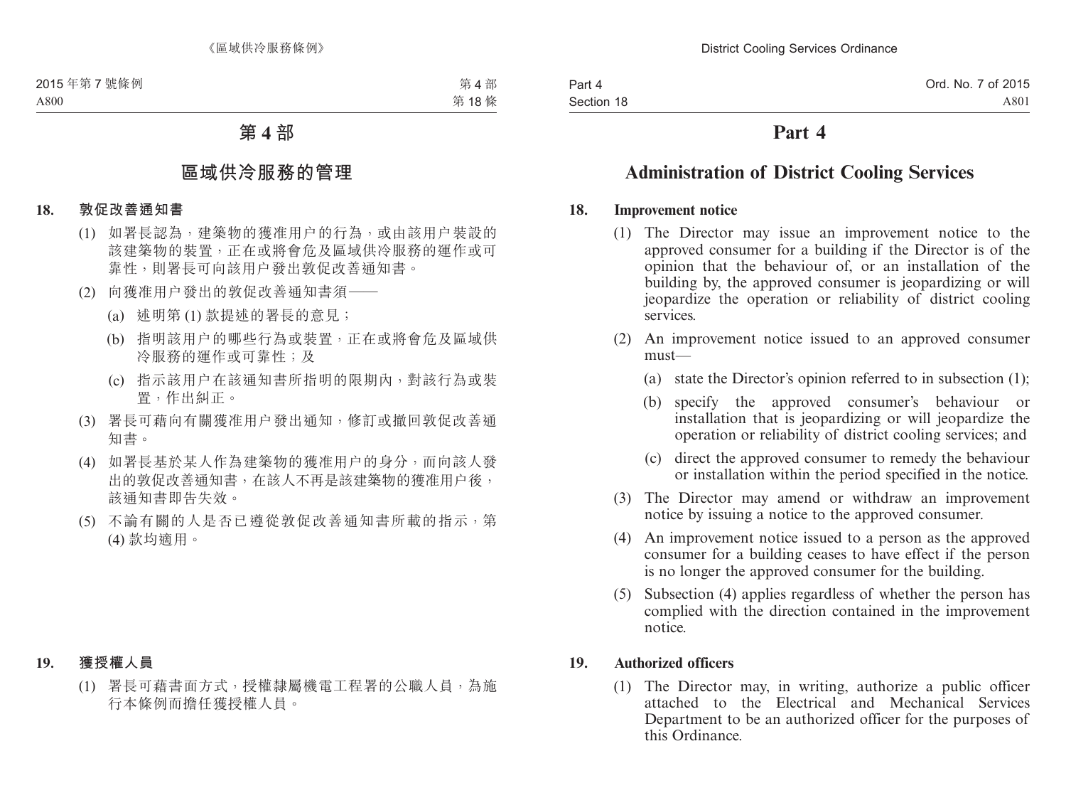# 第 4 部

## 區域供冷服務的管理

### 18. 敦促改善通知書

(1) 如署長認為，建築物的獲准用户的行為，或由該用户裝設的該建築物的裝置，正在或將會危及區域供冷服務的運作或可靠性，則署長可向該用户發出敦促改善通知書。

(2) 向獲准用户發出的敦促改善通知書須——

(a) 述明第 (1) 款提述的署長的意見；

(b) 指明該用户的哪些行為或裝置，正在或將會危及區域供冷服務的運作或可靠性；及

(c) 指示該用户在該通知書所指明的限期內，對該行為或裝置，作出糾正。

(3) 署長可藉向有關獲准用户發出通知，修訂或撤回敦促改善通知書。

(4) 如署長基於某人作為建築物的獲准用户的身分，而向該人發出的敦促改善通知書，在該人不再是該建築物的獲准用户後，該通知書即告失效。

(5) 不論有關的人是否已遵從敦促改善通知書所載的指示，第 (4) 款均適用。

### 19. 獲授權人員

(1) 署長可藉書面方式，授權隸屬機電工程署的公職人員，為施行本條例而擔任獲授權人員。

# Part 4

## Administration of District Cooling Services

### 18. Improvement notice

(1) The Director may issue an improvement notice to the approved consumer for a building if the Director is of the opinion that the behaviour of, or an installation of the building by, the approved consumer is jeopardizing or will jeopardize the operation or reliability of district cooling services.

(2) An improvement notice issued to an approved consumer must—

(a) state the Director's opinion referred to in subsection (1);

(b) specify the approved consumer's behaviour or installation that is jeopardizing or will jeopardize the operation or reliability of district cooling services; and

(c) direct the approved consumer to remedy the behaviour or installation within the period specified in the notice.

(3) The Director may amend or withdraw an improvement notice by issuing a notice to the approved consumer.

(4) An improvement notice issued to a person as the approved consumer for a building ceases to have effect if the person is no longer the approved consumer for the building.

(5) Subsection (4) applies regardless of whether the person has complied with the direction contained in the improvement notice.

### 19. Authorized officers

(1) The Director may, in writing, authorize a public officer attached to the Electrical and Mechanical Services Department to be an authorized officer for the purposes of this Ordinance.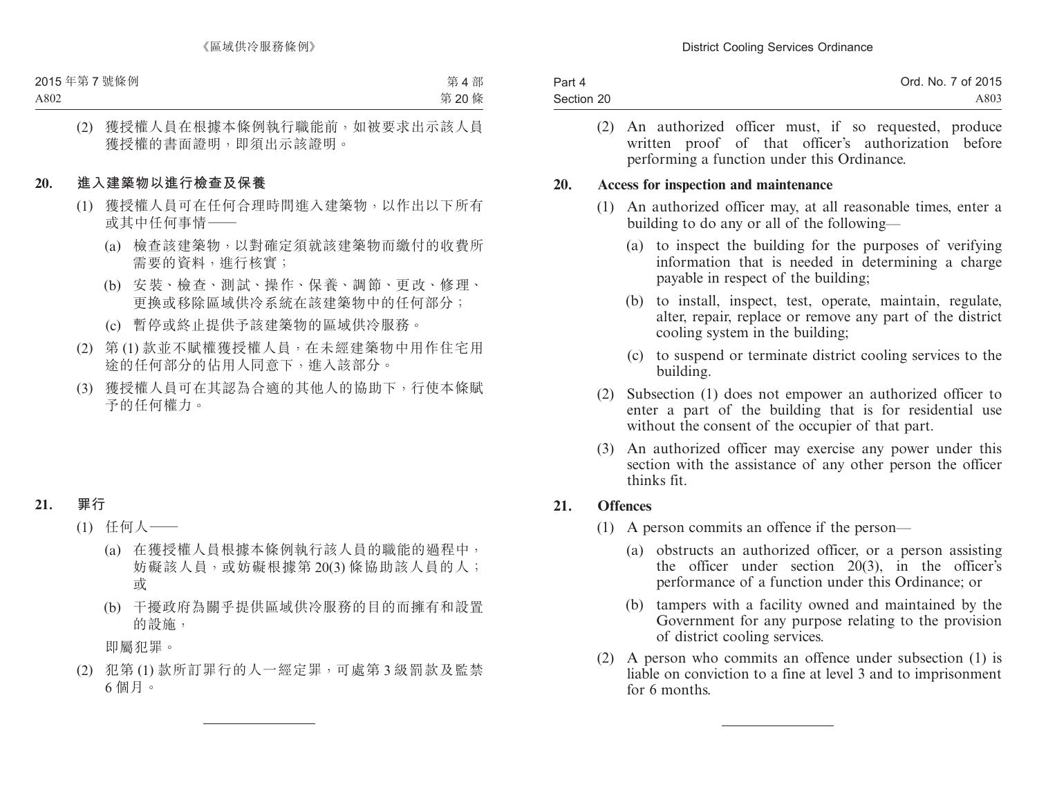(2) 獲授權人員在根據本條例執行職能前，如被要求出示該人員獲授權的書面證明，即須出示該證明。

## 20. 進入建築物以進行檢查及保養

(1) 獲授權人員可在任何合理時間進入建築物，以作出以下所有或其中任何事情——

(a) 檢查該建築物，以對確定須就該建築物而繳付的收費所需要的資料，進行核實；

(b) 安裝、檢查、測試、操作、保養、調節、更改、修理、更換或移除區域供冷系統在該建築物中的任何部分；

(c) 暫停或終止提供予該建築物的區域供冷服務。

(2) 第 (1) 款並不賦權獲授權人員，在未經建築物中用作住宅用途的任何部分的佔用人同意下，進入該部分。

(3) 獲授權人員可在其認為合適的其他人的協助下，行使本條賦予的任何權力。

## 21. 罪行

(1) 任何人——

(a) 在獲授權人員根據本條例執行該人員的職能的過程中，妨礙該人員，或妨礙根據第 20(3) 條協助該人員的人；或

(b) 干擾政府為關乎提供區域供冷服務的目的而擁有和設置的設施，

即屬犯罪。

(2) 犯第 (1) 款所訂罪行的人一經定罪，可處第 3 級罰款及監禁 6 個月。

---

(2) An authorized officer must, if so requested, produce written proof of that officer's authorization before performing a function under this Ordinance.

## 20. Access for inspection and maintenance

(1) An authorized officer may, at all reasonable times, enter a building to do any or all of the following—

(a) to inspect the building for the purposes of verifying information that is needed in determining a charge payable in respect of the building;

(b) to install, inspect, test, operate, maintain, regulate, alter, repair, replace or remove any part of the district cooling system in the building;

(c) to suspend or terminate district cooling services to the building.

(2) Subsection (1) does not empower an authorized officer to enter a part of the building that is for residential use without the consent of the occupier of that part.

(3) An authorized officer may exercise any power under this section with the assistance of any other person the officer thinks fit.

## 21. Offences

(1) A person commits an offence if the person—

(a) obstructs an authorized officer, or a person assisting the officer under section 20(3), in the officer's performance of a function under this Ordinance; or

(b) tampers with a facility owned and maintained by the Government for any purpose relating to the provision of district cooling services.

(2) A person who commits an offence under subsection (1) is liable on conviction to a fine at level 3 and to imprisonment for 6 months.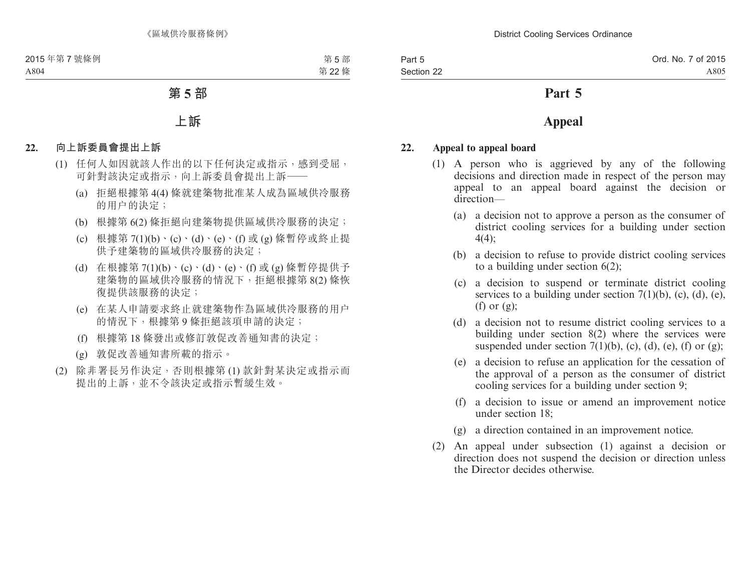# 第 5 部

## 上訴

### 22. 向上訴委員會提出上訴

(1) 任何人如因就該人作出的以下任何決定或指示，感到受屈，可針對該決定或指示，向上訴委員會提出上訴——

(a) 拒絕根據第 4(4) 條就建築物批准某人成為區域供冷服務的用户的決定；

(b) 根據第 6(2) 條拒絕向建築物提供區域供冷服務的決定；

(c) 根據第 7(1)(b)、(c)、(d)、(e)、(f) 或 (g) 條暫停或終止提供予建築物的區域供冷服務的決定；

(d) 在根據第 7(1)(b)、(c)、(d)、(e)、(f) 或 (g) 條暫停提供予建築物的區域供冷服務的情況下，拒絕根據第 8(2) 條恢復提供該服務的決定；

(e) 在某人申請要求終止就建築物作為區域供冷服務的用户的情況下，根據第 9 條拒絕該項申請的決定；

(f) 根據第 18 條發出或修訂敦促改善通知書的決定；

(g) 敦促改善通知書所載的指示。

(2) 除非署長另作決定，否則根據第 (1) 款針對某決定或指示而提出的上訴，並不令該決定或指示暫緩生效。

# Part 5

## Appeal

### 22. Appeal to appeal board

(1) A person who is aggrieved by any of the following decisions and direction made in respect of the person may appeal to an appeal board against the decision or direction—

(a) a decision not to approve a person as the consumer of district cooling services for a building under section 4(4);

(b) a decision to refuse to provide district cooling services to a building under section 6(2);

(c) a decision to suspend or terminate district cooling services to a building under section 7(1)(b), (c), (d), (e), (f) or (g);

(d) a decision not to resume district cooling services to a building under section 8(2) where the services were suspended under section 7(1)(b), (c), (d), (e), (f) or (g);

(e) a decision to refuse an application for the cessation of the approval of a person as the consumer of district cooling services for a building under section 9;

(f) a decision to issue or amend an improvement notice under section 18;

(g) a direction contained in an improvement notice.

(2) An appeal under subsection (1) against a decision or direction does not suspend the decision or direction unless the Director decides otherwise.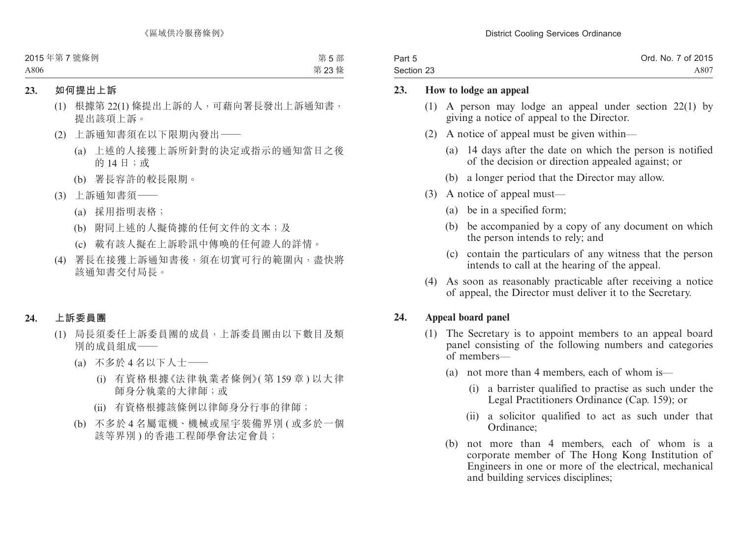## 23. 如何提出上訴

(1) 根據第 22(1) 條提出上訴的人，可藉向署長發出上訴通知書，提出該項上訴。

(2) 上訴通知書須在以下限期內發出——

(a) 上述的人接獲上訴所針對的決定或指示的通知當日之後的 14 日；或

(b) 署長容許的較長限期。

(3) 上訴通知書須——

(a) 採用指明表格；

(b) 附同上述的人擬倚據的任何文件的文本；及

(c) 載有該人擬在上訴聆訊中傳喚的任何證人的詳情。

(4) 署長在接獲上訴通知書後，須在切實可行的範圍內，盡快將該通知書交付局長。

## 24. 上訴委員團

(1) 局長須委任上訴委員團的成員，上訴委員團由以下數目及類別的成員組成——

(a) 不多於 4 名以下人士——

(i) 有資格根據《法律執業者條例》(第 159 章) 以大律師身分執業的大律師；或

(ii) 有資格根據該條例以律師身分行事的律師；

(b) 不多於 4 名屬電機、機械或屋宇裝備界別 (或多於一個該等界別) 的香港工程師學會法定會員；

## 23. How to lodge an appeal

(1) A person may lodge an appeal under section 22(1) by giving a notice of appeal to the Director.

(2) A notice of appeal must be given within—

(a) 14 days after the date on which the person is notified of the decision or direction appealed against; or

(b) a longer period that the Director may allow.

(3) A notice of appeal must—

(a) be in a specified form;

(b) be accompanied by a copy of any document on which the person intends to rely; and

(c) contain the particulars of any witness that the person intends to call at the hearing of the appeal.

(4) As soon as reasonably practicable after receiving a notice of appeal, the Director must deliver it to the Secretary.

## 24. Appeal board panel

(1) The Secretary is to appoint members to an appeal board panel consisting of the following numbers and categories of members—

(a) not more than 4 members, each of whom is—

(i) a barrister qualified to practise as such under the Legal Practitioners Ordinance (Cap. 159); or

(ii) a solicitor qualified to act as such under that Ordinance;

(b) not more than 4 members, each of whom is a corporate member of The Hong Kong Institution of Engineers in one or more of the electrical, mechanical and building services disciplines;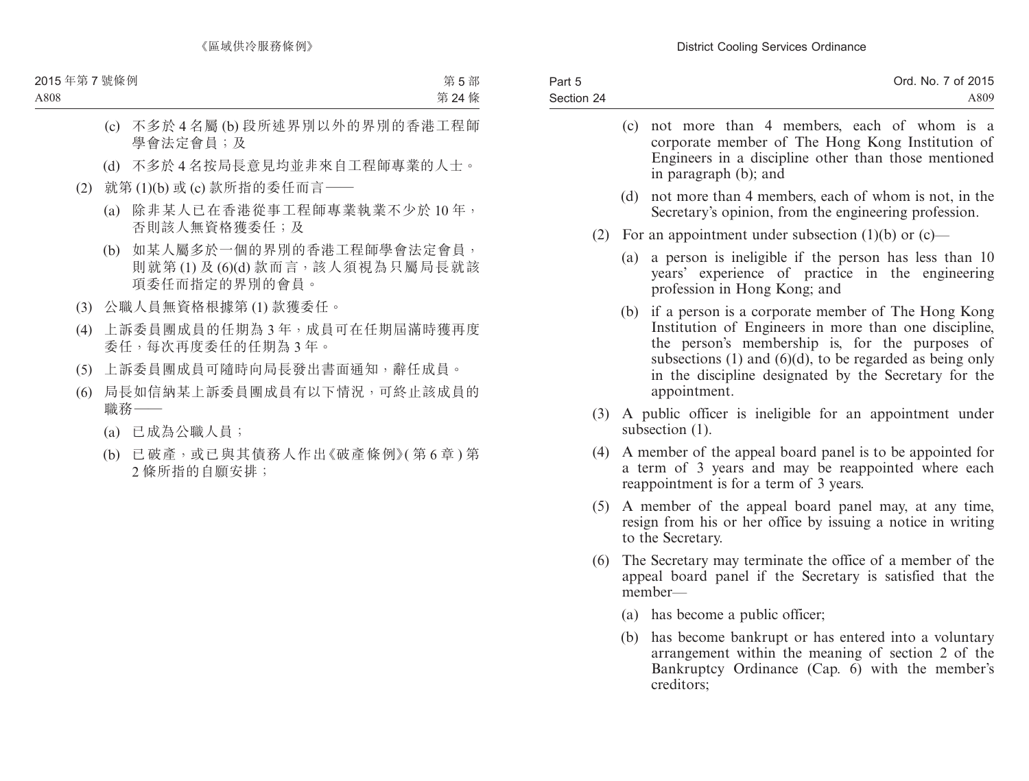(c) 不多於 4 名屬 (b) 段所述界別以外的界別的香港工程師學會法定會員；及

(d) 不多於 4 名按局長意見均並非來自工程師專業的人士。

(2) 就第 (1)(b) 或 (c) 款所指的委任而言——

(a) 除非某人已在香港從事工程師專業執業不少於 10 年，否則該人無資格獲委任；及

(b) 如某人屬多於一個的界別的香港工程師學會法定會員，則就第 (1) 及 (6)(d) 款而言，該人須視為只屬局長就該項委任而指定的界別的會員。

(3) 公職人員無資格根據第 (1) 款獲委任。

(4) 上訴委員團成員的任期為 3 年，成員可在任期屆滿時獲再度委任，每次再度委任的任期為 3 年。

(5) 上訴委員團成員可隨時向局長發出書面通知，辭任成員。

(6) 局長如信納某上訴委員團成員有以下情況，可終止該成員的職務——

(a) 已成為公職人員；

(b) 已破產，或已與其債務人作出《破產條例》(第 6 章) 第 2 條所指的自願安排；

(c) not more than 4 members, each of whom is a corporate member of The Hong Kong Institution of Engineers in a discipline other than those mentioned in paragraph (b); and

(d) not more than 4 members, each of whom is not, in the Secretary's opinion, from the engineering profession.

(2) For an appointment under subsection (1)(b) or (c)—

(a) a person is ineligible if the person has less than 10 years' experience of practice in the engineering profession in Hong Kong; and

(b) if a person is a corporate member of The Hong Kong Institution of Engineers in more than one discipline, the person's membership is, for the purposes of subsections (1) and (6)(d), to be regarded as being only in the discipline designated by the Secretary for the appointment.

(3) A public officer is ineligible for an appointment under subsection (1).

(4) A member of the appeal board panel is to be appointed for a term of 3 years and may be reappointed where each reappointment is for a term of 3 years.

(5) A member of the appeal board panel may, at any time, resign from his or her office by issuing a notice in writing to the Secretary.

(6) The Secretary may terminate the office of a member of the appeal board panel if the Secretary is satisfied that the member—

(a) has become a public officer;

(b) has become bankrupt or has entered into a voluntary arrangement within the meaning of section 2 of the Bankruptcy Ordinance (Cap. 6) with the member's creditors;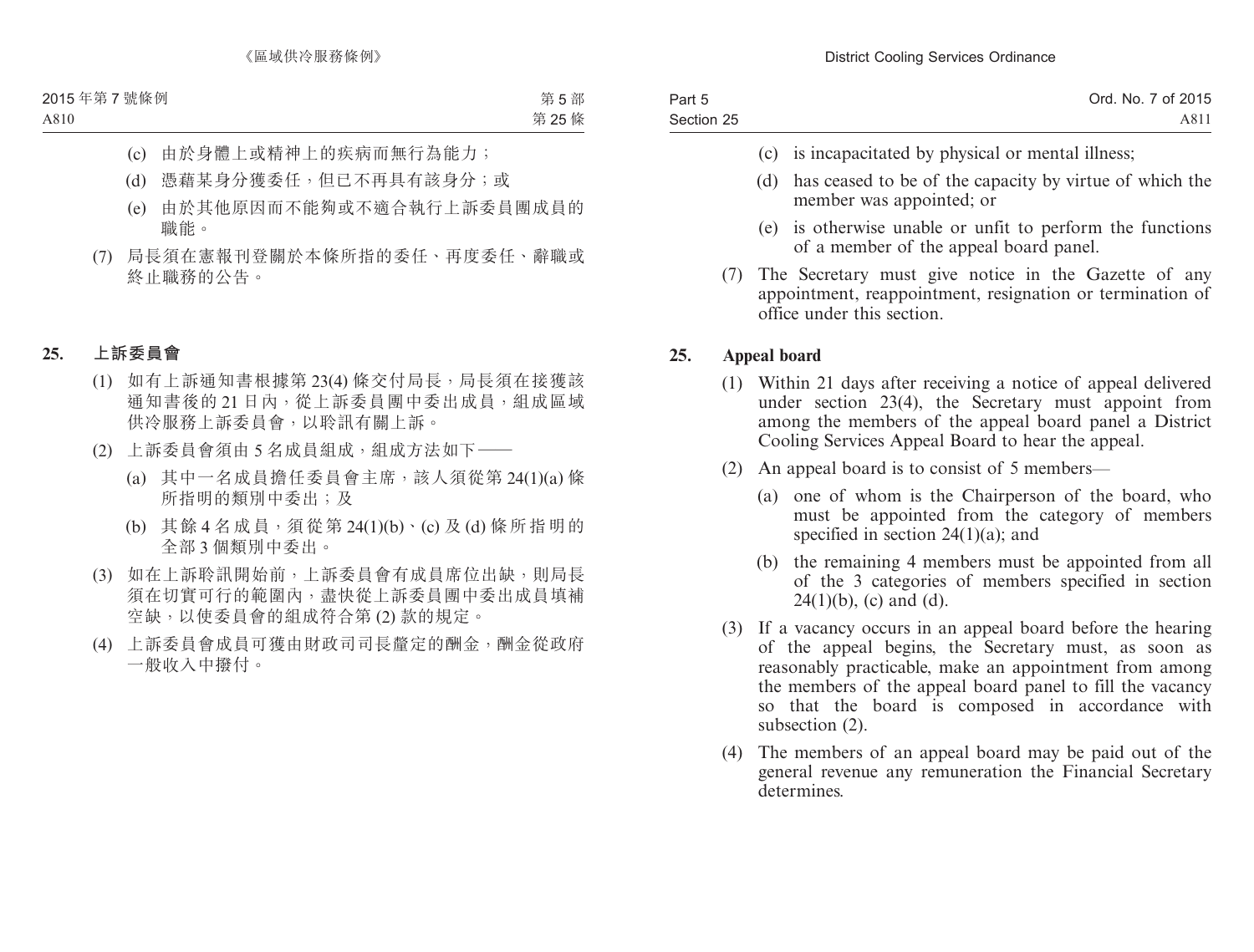(c) 由於身體上或精神上的疾病而無行為能力；

(d) 憑藉某身分獲委任，但已不再具有該身分；或

(e) 由於其他原因而不能夠或不適合執行上訴委員團成員的職能。

(7) 局長須在憲報刊登關於本條所指的委任、再度委任、辭職或終止職務的公告。

## 25. 上訴委員會

(1) 如有上訴通知書根據第 23(4) 條交付局長，局長須在接獲該通知書後的 21 日內，從上訴委員團中委出成員，組成區域供冷服務上訴委員會，以聆訊有關上訴。

(2) 上訴委員會須由 5 名成員組成，組成方法如下——

(a) 其中一名成員擔任委員會主席，該人須從第 24(1)(a) 條所指明的類別中委出；及

(b) 其餘 4 名成員，須從第 24(1)(b)、(c) 及 (d) 條所指明的全部 3 個類別中委出。

(3) 如在上訴聆訊開始前，上訴委員會有成員席位出缺，則局長須在切實可行的範圍內，盡快從上訴委員團中委出成員填補空缺，以使委員會的組成符合第 (2) 款的規定。

(4) 上訴委員會成員可獲由財政司司長釐定的酬金，酬金從政府一般收入中撥付。

(c) is incapacitated by physical or mental illness;

(d) has ceased to be of the capacity by virtue of which the member was appointed; or

(e) is otherwise unable or unfit to perform the functions of a member of the appeal board panel.

(7) The Secretary must give notice in the Gazette of any appointment, reappointment, resignation or termination of office under this section.

## 25. Appeal board

(1) Within 21 days after receiving a notice of appeal delivered under section 23(4), the Secretary must appoint from among the members of the appeal board panel a District Cooling Services Appeal Board to hear the appeal.

(2) An appeal board is to consist of 5 members—

(a) one of whom is the Chairperson of the board, who must be appointed from the category of members specified in section 24(1)(a); and

(b) the remaining 4 members must be appointed from all of the 3 categories of members specified in section 24(1)(b), (c) and (d).

(3) If a vacancy occurs in an appeal board before the hearing of the appeal begins, the Secretary must, as soon as reasonably practicable, make an appointment from among the members of the appeal board panel to fill the vacancy so that the board is composed in accordance with subsection (2).

(4) The members of an appeal board may be paid out of the general revenue any remuneration the Financial Secretary determines.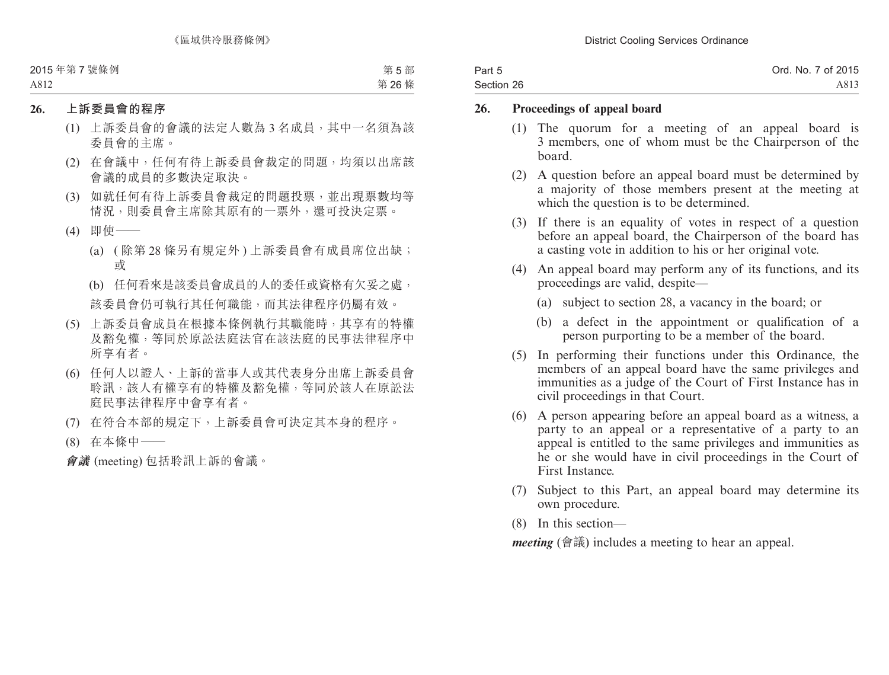## 26. 上訴委員會的程序

(1) 上訴委員會的會議的法定人數為 3 名成員，其中一名須為該委員會的主席。

(2) 在會議中，任何有待上訴委員會裁定的問題，均須以出席該會議的成員的多數決定取決。

(3) 如就任何有待上訴委員會裁定的問題投票，並出現票數均等情況，則委員會主席除其原有的一票外，還可投決定票。

(4) 即使——

(a) ( 除第 28 條另有規定外 ) 上訴委員會有成員席位出缺；或

(b) 任何看來是該委員會成員的人的委任或資格有欠妥之處，

該委員會仍可執行其任何職能，而其法律程序仍屬有效。

(5) 上訴委員會成員在根據本條例執行其職能時，其享有的特權及豁免權，等同於原訟法庭法官在該法庭的民事法律程序中所享有者。

(6) 任何人以證人、上訴的當事人或其代表身分出席上訴委員會聆訊，該人有權享有的特權及豁免權，等同於該人在原訟法庭民事法律程序中會享有者。

(7) 在符合本部的規定下，上訴委員會可決定其本身的程序。

(8) 在本條中——

***會議*** (meeting) 包括聆訊上訴的會議。

## 26. Proceedings of appeal board

(1) The quorum for a meeting of an appeal board is 3 members, one of whom must be the Chairperson of the board.

(2) A question before an appeal board must be determined by a majority of those members present at the meeting at which the question is to be determined.

(3) If there is an equality of votes in respect of a question before an appeal board, the Chairperson of the board has a casting vote in addition to his or her original vote.

(4) An appeal board may perform any of its functions, and its proceedings are valid, despite—

(a) subject to section 28, a vacancy in the board; or

(b) a defect in the appointment or qualification of a person purporting to be a member of the board.

(5) In performing their functions under this Ordinance, the members of an appeal board have the same privileges and immunities as a judge of the Court of First Instance has in civil proceedings in that Court.

(6) A person appearing before an appeal board as a witness, a party to an appeal or a representative of a party to an appeal is entitled to the same privileges and immunities as he or she would have in civil proceedings in the Court of First Instance.

(7) Subject to this Part, an appeal board may determine its own procedure.

(8) In this section—

***meeting*** (會議) includes a meeting to hear an appeal.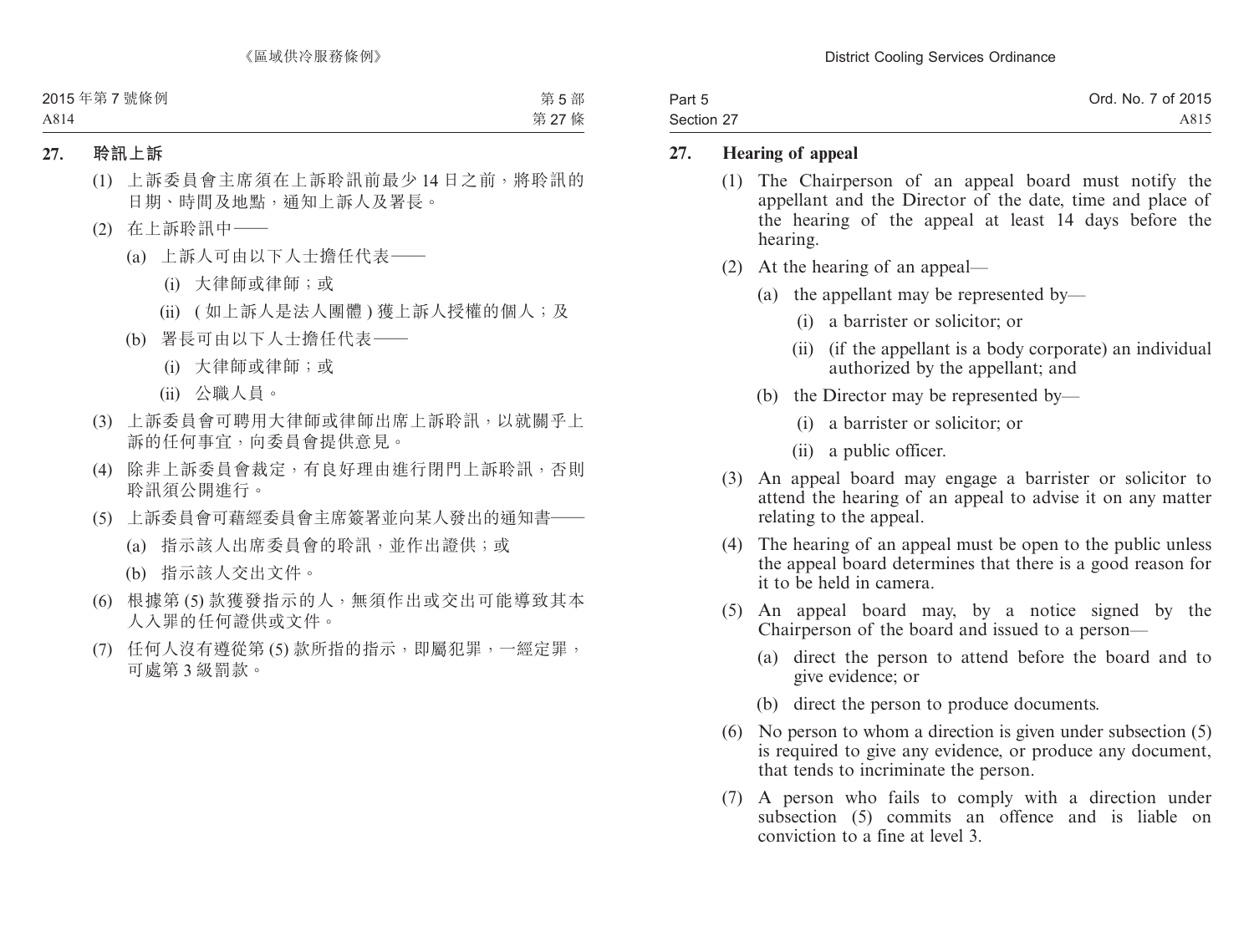## 27. 聆訊上訴

(1) 上訴委員會主席須在上訴聆訊前最少 14 日之前，將聆訊的日期、時間及地點，通知上訴人及署長。

(2) 在上訴聆訊中——

  (a) 上訴人可由以下人士擔任代表——

    (i) 大律師或律師；或

    (ii) (如上訴人是法人團體) 獲上訴人授權的個人；及

  (b) 署長可由以下人士擔任代表——

    (i) 大律師或律師；或

    (ii) 公職人員。

(3) 上訴委員會可聘用大律師或律師出席上訴聆訊，以就關乎上訴的任何事宜，向委員會提供意見。

(4) 除非上訴委員會裁定，有良好理由進行閉門上訴聆訊，否則聆訊須公開進行。

(5) 上訴委員會可藉經委員會主席簽署並向某人發出的通知書——

  (a) 指示該人出席委員會的聆訊，並作出證供；或

  (b) 指示該人交出文件。

(6) 根據第 (5) 款獲發指示的人，無須作出或交出可能導致其本人入罪的任何證供或文件。

(7) 任何人沒有遵從第 (5) 款所指的指示，即屬犯罪，一經定罪，可處第 3 級罰款。

## 27. Hearing of appeal

(1) The Chairperson of an appeal board must notify the appellant and the Director of the date, time and place of the hearing of the appeal at least 14 days before the hearing.

(2) At the hearing of an appeal—

  (a) the appellant may be represented by—

    (i) a barrister or solicitor; or

    (ii) (if the appellant is a body corporate) an individual authorized by the appellant; and

  (b) the Director may be represented by—

    (i) a barrister or solicitor; or

    (ii) a public officer.

(3) An appeal board may engage a barrister or solicitor to attend the hearing of an appeal to advise it on any matter relating to the appeal.

(4) The hearing of an appeal must be open to the public unless the appeal board determines that there is a good reason for it to be held in camera.

(5) An appeal board may, by a notice signed by the Chairperson of the board and issued to a person—

  (a) direct the person to attend before the board and to give evidence; or

  (b) direct the person to produce documents.

(6) No person to whom a direction is given under subsection (5) is required to give any evidence, or produce any document, that tends to incriminate the person.

(7) A person who fails to comply with a direction under subsection (5) commits an offence and is liable on conviction to a fine at level 3.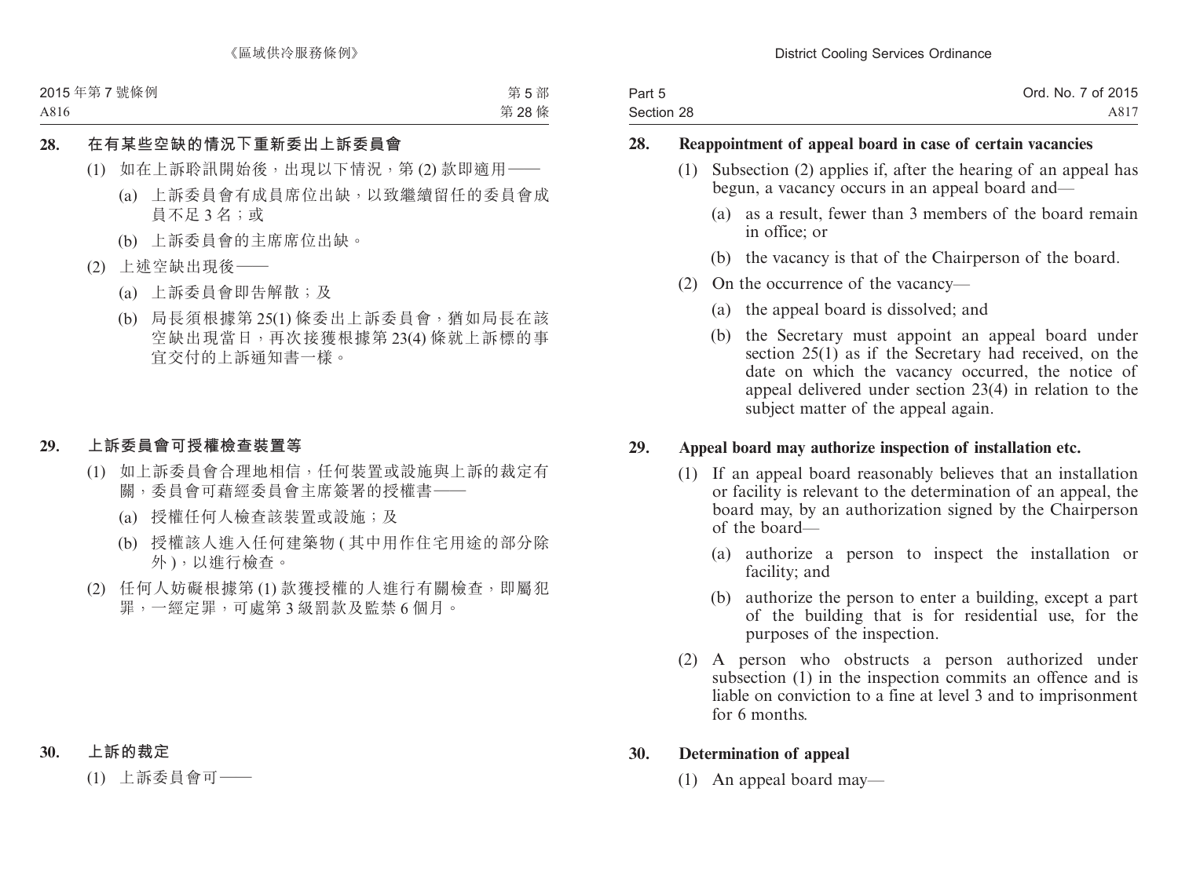**28. 在有某些空缺的情況下重新委出上訴委員會**

(1) 如在上訴聆訊開始後，出現以下情況，第 (2) 款即適用——

(a) 上訴委員會有成員席位出缺，以致繼續留任的委員會成員不足 3 名；或

(b) 上訴委員會的主席席位出缺。

(2) 上述空缺出現後——

(a) 上訴委員會即告解散；及

(b) 局長須根據第 25(1) 條委出上訴委員會，猶如局長在該空缺出現當日，再次接獲根據第 23(4) 條就上訴標的事宜交付的上訴通知書一樣。

**29. 上訴委員會可授權檢查裝置等**

(1) 如上訴委員會合理地相信，任何裝置或設施與上訴的裁定有關，委員會可藉經委員會主席簽署的授權書——

(a) 授權任何人檢查該裝置或設施；及

(b) 授權該人進入任何建築物 (其中用作住宅用途的部分除外)，以進行檢查。

(2) 任何人妨礙根據第 (1) 款獲授權的人進行有關檢查，即屬犯罪，一經定罪，可處第 3 級罰款及監禁 6 個月。

**30. 上訴的裁定**

(1) 上訴委員會可——

**28. Reappointment of appeal board in case of certain vacancies**

(1) Subsection (2) applies if, after the hearing of an appeal has begun, a vacancy occurs in an appeal board and—

(a) as a result, fewer than 3 members of the board remain in office; or

(b) the vacancy is that of the Chairperson of the board.

(2) On the occurrence of the vacancy—

(a) the appeal board is dissolved; and

(b) the Secretary must appoint an appeal board under section 25(1) as if the Secretary had received, on the date on which the vacancy occurred, the notice of appeal delivered under section 23(4) in relation to the subject matter of the appeal again.

**29. Appeal board may authorize inspection of installation etc.**

(1) If an appeal board reasonably believes that an installation or facility is relevant to the determination of an appeal, the board may, by an authorization signed by the Chairperson of the board—

(a) authorize a person to inspect the installation or facility; and

(b) authorize the person to enter a building, except a part of the building that is for residential use, for the purposes of the inspection.

(2) A person who obstructs a person authorized under subsection (1) in the inspection commits an offence and is liable on conviction to a fine at level 3 and to imprisonment for 6 months.

**30. Determination of appeal**

(1) An appeal board may—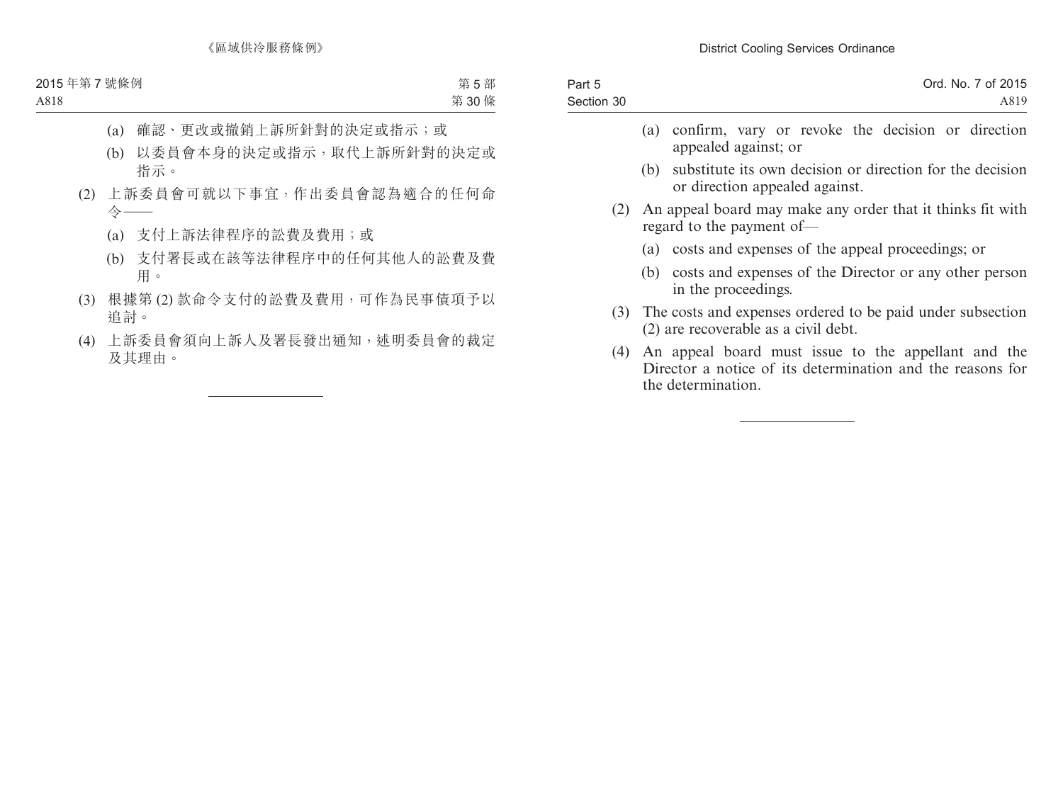(a) 確認、更改或撤銷上訴所針對的決定或指示;或

(b) 以委員會本身的決定或指示,取代上訴所針對的決定或指示。

(2) 上訴委員會可就以下事宜,作出委員會認為適合的任何命令——

(a) 支付上訴法律程序的訟費及費用;或

(b) 支付署長或在該等法律程序中的任何其他人的訟費及費用。

(3) 根據第 (2) 款命令支付的訟費及費用,可作為民事債項予以追討。

(4) 上訴委員會須向上訴人及署長發出通知,述明委員會的裁定及其理由。

---

(a) confirm, vary or revoke the decision or direction appealed against; or

(b) substitute its own decision or direction for the decision or direction appealed against.

(2) An appeal board may make any order that it thinks fit with regard to the payment of—

(a) costs and expenses of the appeal proceedings; or

(b) costs and expenses of the Director or any other person in the proceedings.

(3) The costs and expenses ordered to be paid under subsection (2) are recoverable as a civil debt.

(4) An appeal board must issue to the appellant and the Director a notice of its determination and the reasons for the determination.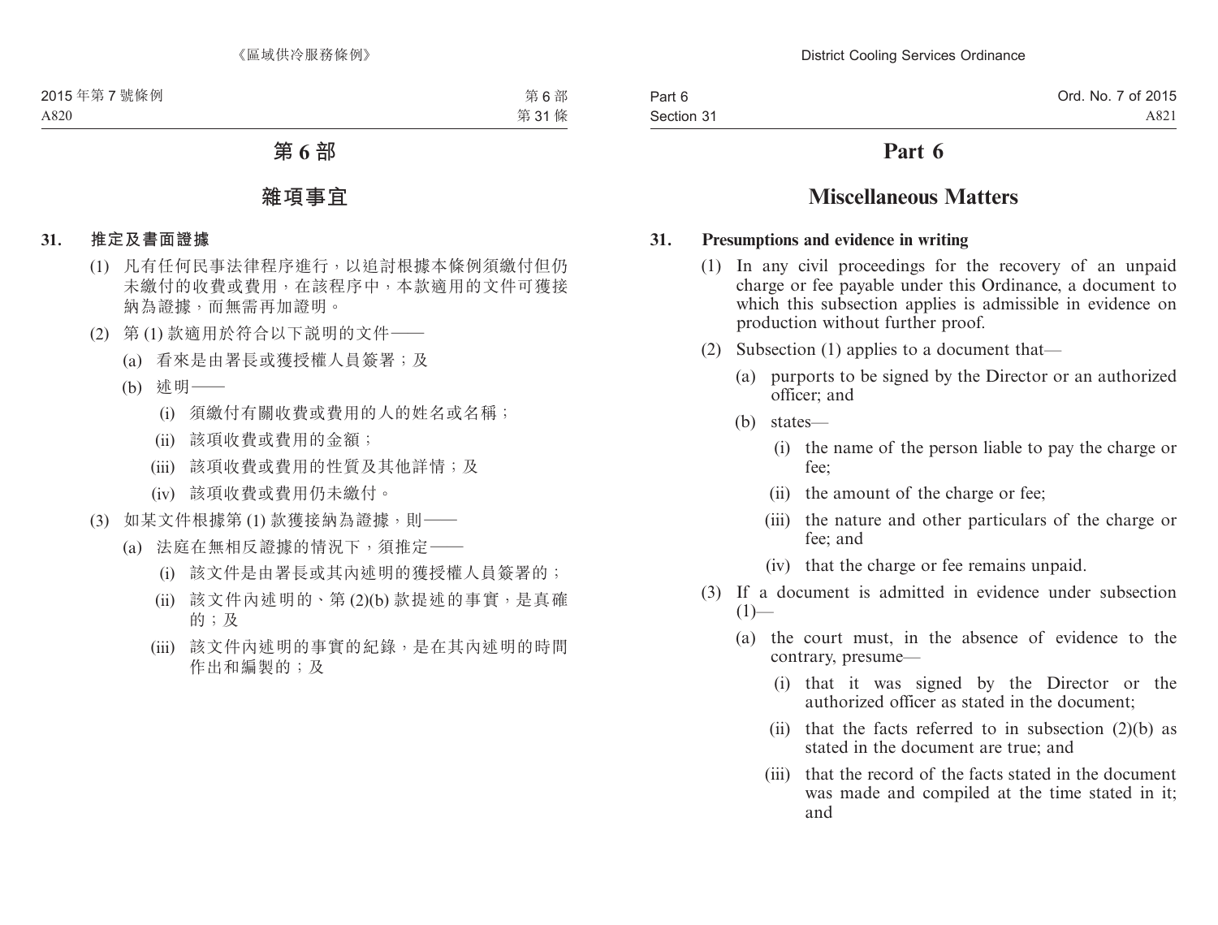# 第 6 部

## 雜項事宜

### 31. 推定及書面證據

(1) 凡有任何民事法律程序進行，以追討根據本條例須繳付但仍未繳付的收費或費用，在該程序中，本款適用的文件可獲接納為證據，而無需再加證明。

(2) 第 (1) 款適用於符合以下說明的文件——

(a) 看來是由署長或獲授權人員簽署；及

(b) 述明——

(i) 須繳付有關收費或費用的人的姓名或名稱；

(ii) 該項收費或費用的金額；

(iii) 該項收費或費用的性質及其他詳情；及

(iv) 該項收費或費用仍未繳付。

(3) 如某文件根據第 (1) 款獲接納為證據，則——

(a) 法庭在無相反證據的情況下，須推定——

(i) 該文件是由署長或其內述明的獲授權人員簽署的；

(ii) 該文件內述明的、第 (2)(b) 款提述的事實，是真確的；及

(iii) 該文件內述明的事實的紀錄，是在其內述明的時間作出和編製的；及

# Part 6

## Miscellaneous Matters

### 31. Presumptions and evidence in writing

(1) In any civil proceedings for the recovery of an unpaid charge or fee payable under this Ordinance, a document to which this subsection applies is admissible in evidence on production without further proof.

(2) Subsection (1) applies to a document that—

(a) purports to be signed by the Director or an authorized officer; and

(b) states—

(i) the name of the person liable to pay the charge or fee;

(ii) the amount of the charge or fee;

(iii) the nature and other particulars of the charge or fee; and

(iv) that the charge or fee remains unpaid.

(3) If a document is admitted in evidence under subsection (1)—

(a) the court must, in the absence of evidence to the contrary, presume—

(i) that it was signed by the Director or the authorized officer as stated in the document;

(ii) that the facts referred to in subsection (2)(b) as stated in the document are true; and

(iii) that the record of the facts stated in the document was made and compiled at the time stated in it; and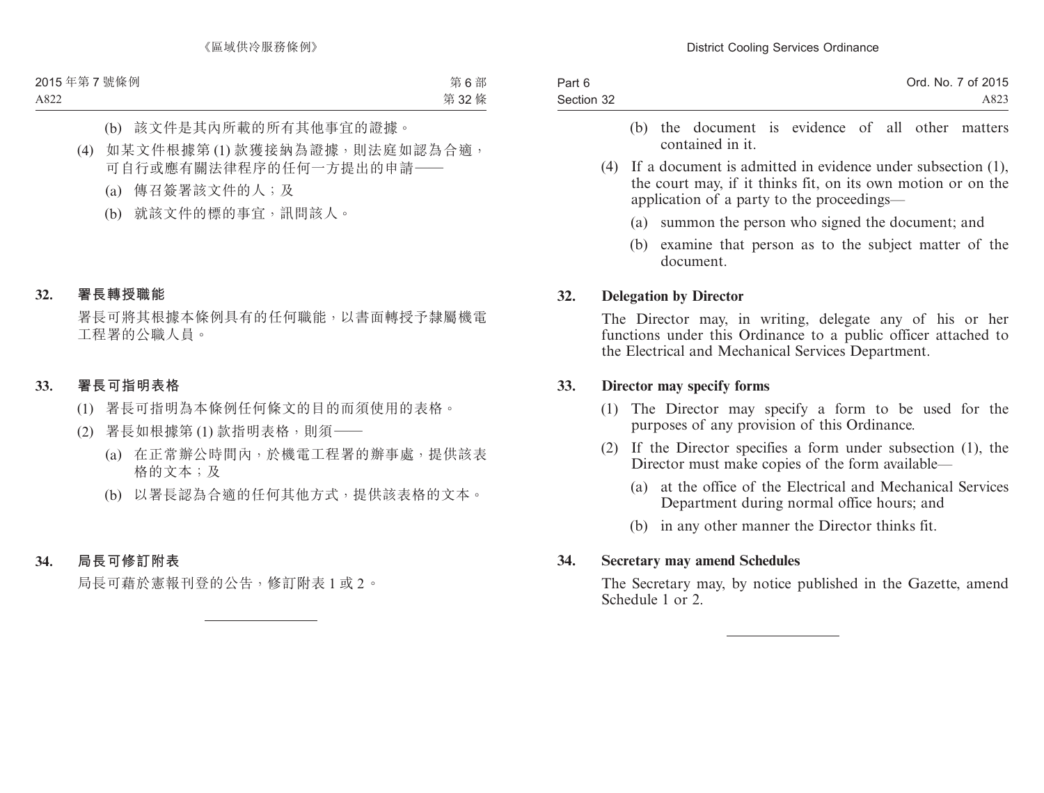(b) 該文件是其內所載的所有其他事宜的證據。

(4) 如某文件根據第 (1) 款獲接納為證據，則法庭如認為合適，可自行或應有關法律程序的任何一方提出的申請——

(a) 傳召簽署該文件的人；及

(b) 就該文件的標的事宜，訊問該人。

## 32. 署長轉授職能

署長可將其根據本條例具有的任何職能，以書面轉授予隸屬機電工程署的公職人員。

## 33. 署長可指明表格

(1) 署長可指明為本條例任何條文的目的而須使用的表格。

(2) 署長如根據第 (1) 款指明表格，則須——

(a) 在正常辦公時間內，於機電工程署的辦事處，提供該表格的文本；及

(b) 以署長認為合適的任何其他方式，提供該表格的文本。

## 34. 局長可修訂附表

局長可藉於憲報刊登的公告，修訂附表 1 或 2。

---

(b) the document is evidence of all other matters contained in it.

(4) If a document is admitted in evidence under subsection (1), the court may, if it thinks fit, on its own motion or on the application of a party to the proceedings—

(a) summon the person who signed the document; and

(b) examine that person as to the subject matter of the document.

## 32. Delegation by Director

The Director may, in writing, delegate any of his or her functions under this Ordinance to a public officer attached to the Electrical and Mechanical Services Department.

## 33. Director may specify forms

(1) The Director may specify a form to be used for the purposes of any provision of this Ordinance.

(2) If the Director specifies a form under subsection (1), the Director must make copies of the form available—

(a) at the office of the Electrical and Mechanical Services Department during normal office hours; and

(b) in any other manner the Director thinks fit.

## 34. Secretary may amend Schedules

The Secretary may, by notice published in the Gazette, amend Schedule 1 or 2.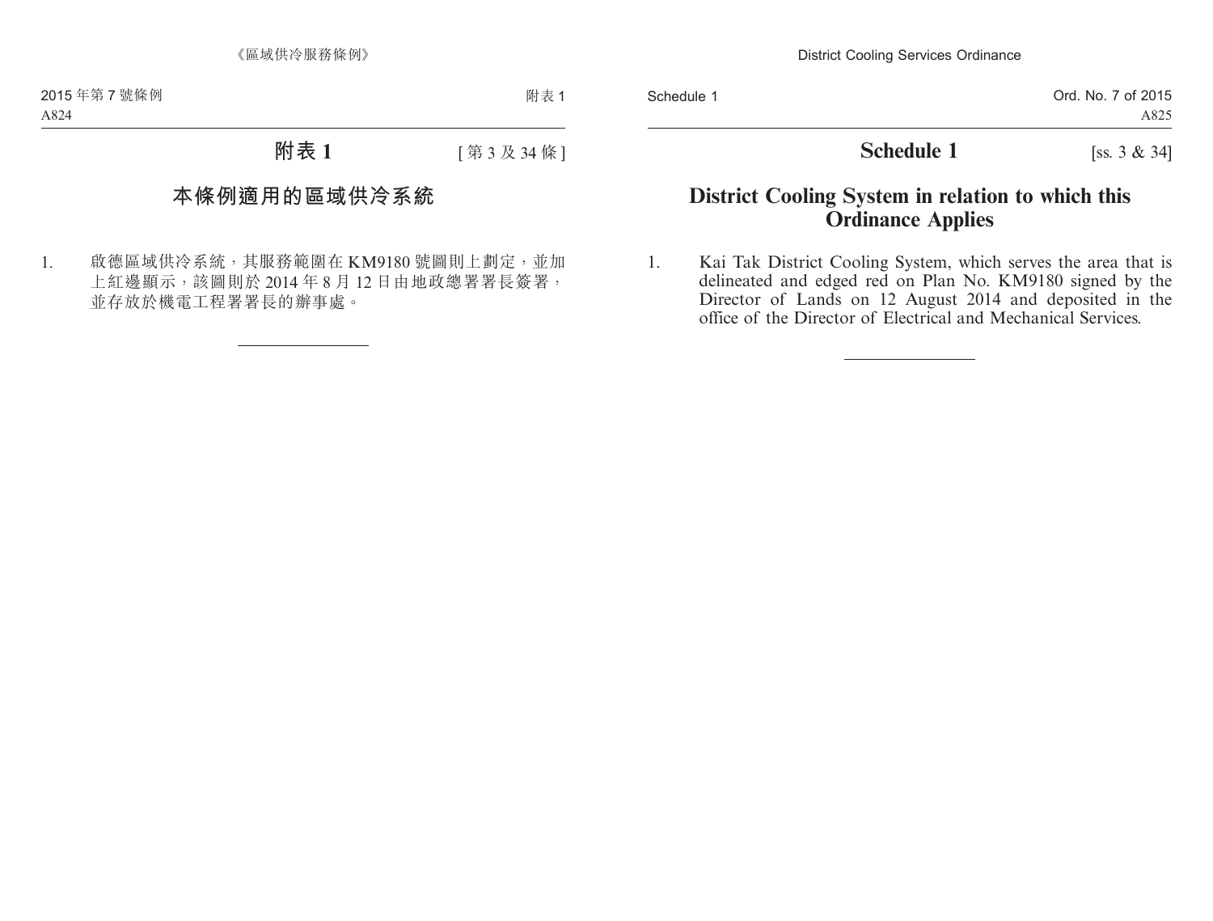# 附表 1

[第 3 及 34 條]

## 本條例適用的區域供冷系統

1. 啟德區域供冷系統，其服務範圍在 KM9180 號圖則上劃定，並加上紅邊顯示，該圖則於 2014 年 8 月 12 日由地政總署署長簽署，並存放於機電工程署署長的辦事處。

---

# Schedule 1

[ss. 3 & 34]

## District Cooling System in relation to which this Ordinance Applies

1. Kai Tak District Cooling System, which serves the area that is delineated and edged red on Plan No. KM9180 signed by the Director of Lands on 12 August 2014 and deposited in the office of the Director of Electrical and Mechanical Services.

---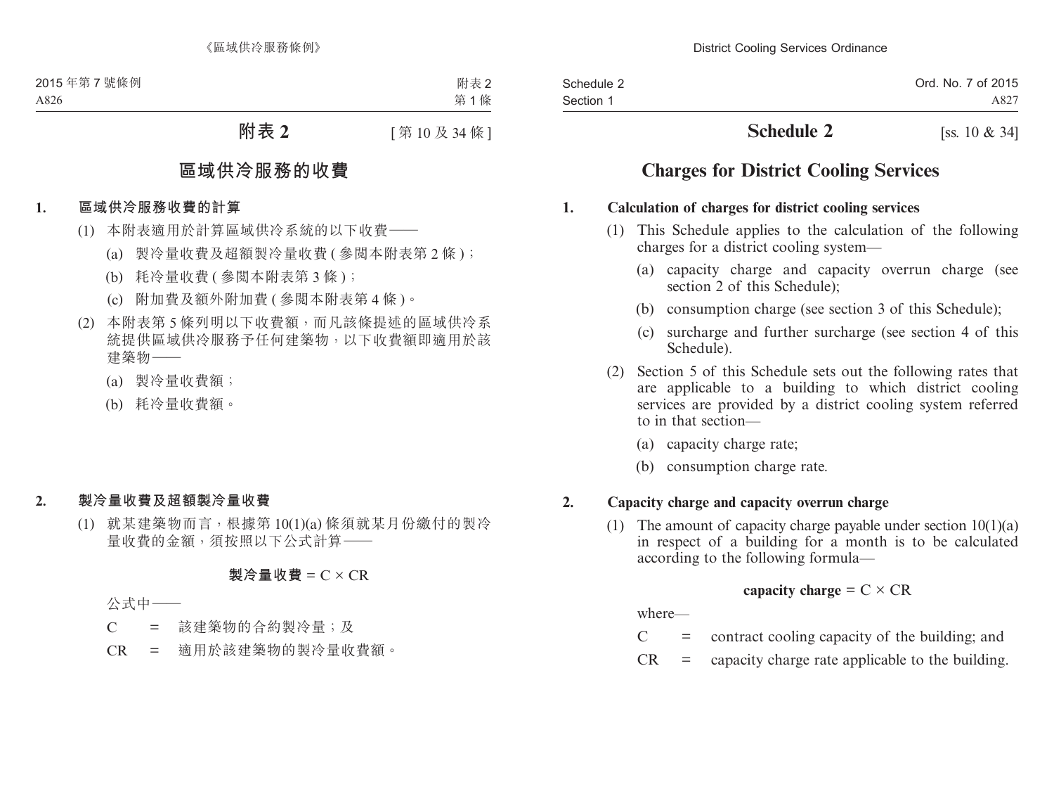# 附表 2

[第 10 及 34 條]

## 區域供冷服務的收費

### 1. 區域供冷服務收費的計算

(1) 本附表適用於計算區域供冷系統的以下收費——

(a) 製冷量收費及超額製冷量收費 (參閱本附表第 2 條)；

(b) 耗冷量收費 (參閱本附表第 3 條)；

(c) 附加費及額外附加費 (參閱本附表第 4 條)。

(2) 本附表第 5 條列明以下收費額，而凡該條提述的區域供冷系統提供區域供冷服務予任何建築物，以下收費額即適用於該建築物——

(a) 製冷量收費額；

(b) 耗冷量收費額。

### 2. 製冷量收費及超額製冷量收費

(1) 就某建築物而言，根據第 10(1)(a) 條須就某月份繳付的製冷量收費的金額，須按照以下公式計算——

$$\textbf{製冷量收費} = C \times CR$$

公式中——

C = 該建築物的合約製冷量；及

CR = 適用於該建築物的製冷量收費額。

# Schedule 2

[ss. 10 & 34]

## Charges for District Cooling Services

### 1. Calculation of charges for district cooling services

(1) This Schedule applies to the calculation of the following charges for a district cooling system—

(a) capacity charge and capacity overrun charge (see section 2 of this Schedule);

(b) consumption charge (see section 3 of this Schedule);

(c) surcharge and further surcharge (see section 4 of this Schedule).

(2) Section 5 of this Schedule sets out the following rates that are applicable to a building to which district cooling services are provided by a district cooling system referred to in that section—

(a) capacity charge rate;

(b) consumption charge rate.

### 2. Capacity charge and capacity overrun charge

(1) The amount of capacity charge payable under section 10(1)(a) in respect of a building for a month is to be calculated according to the following formula—

$$\textbf{capacity charge} = C \times CR$$

where—

C = contract cooling capacity of the building; and

CR = capacity charge rate applicable to the building.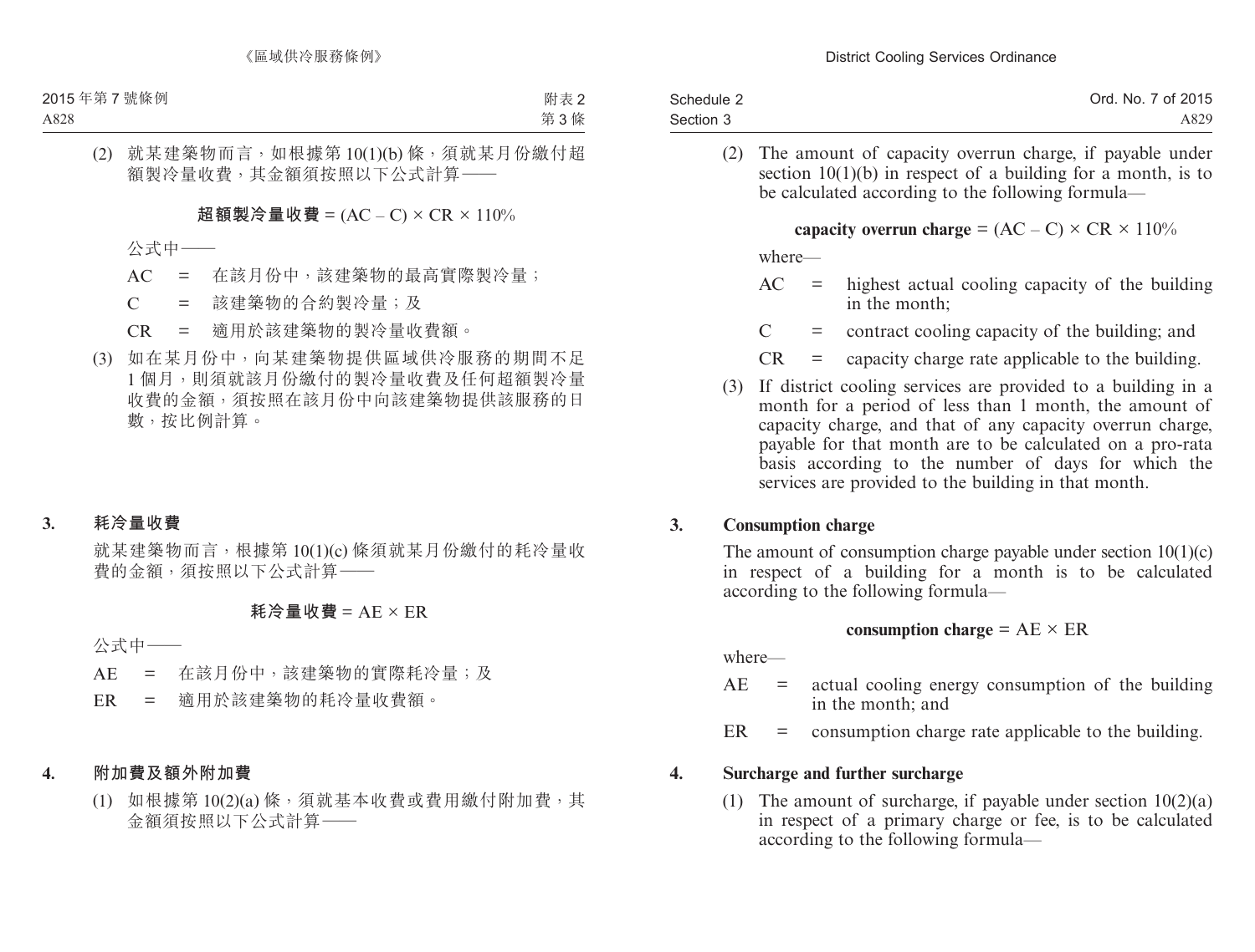(2) 就某建築物而言，如根據第 10(1)(b) 條，須就某月份繳付超額製冷量收費，其金額須按照以下公式計算——

**超額製冷量收費** = (AC – C) × CR × 110%

公式中——

AC = 在該月份中，該建築物的最高實際製冷量；

C = 該建築物的合約製冷量；及

CR = 適用於該建築物的製冷量收費額。

(3) 如在某月份中，向某建築物提供區域供冷服務的期間不足 1 個月，則須就該月份繳付的製冷量收費及任何超額製冷量收費的金額，須按照在該月份中向該建築物提供該服務的日數，按比例計算。

## 3. 耗冷量收費

就某建築物而言，根據第 10(1)(c) 條須就某月份繳付的耗冷量收費的金額，須按照以下公式計算——

**耗冷量收費** = AE × ER

公式中——

AE = 在該月份中，該建築物的實際耗冷量；及

ER = 適用於該建築物的耗冷量收費額。

## 4. 附加費及額外附加費

(1) 如根據第 10(2)(a) 條，須就基本收費或費用繳付附加費，其金額須按照以下公式計算——

(2) The amount of capacity overrun charge, if payable under section 10(1)(b) in respect of a building for a month, is to be calculated according to the following formula—

**capacity overrun charge** = (AC – C) × CR × 110%

where—

AC = highest actual cooling capacity of the building in the month;

C = contract cooling capacity of the building; and

CR = capacity charge rate applicable to the building.

(3) If district cooling services are provided to a building in a month for a period of less than 1 month, the amount of capacity charge, and that of any capacity overrun charge, payable for that month are to be calculated on a pro-rata basis according to the number of days for which the services are provided to the building in that month.

## 3. Consumption charge

The amount of consumption charge payable under section 10(1)(c) in respect of a building for a month is to be calculated according to the following formula—

**consumption charge** = AE × ER

where—

AE = actual cooling energy consumption of the building in the month; and

ER = consumption charge rate applicable to the building.

## 4. Surcharge and further surcharge

(1) The amount of surcharge, if payable under section 10(2)(a) in respect of a primary charge or fee, is to be calculated according to the following formula—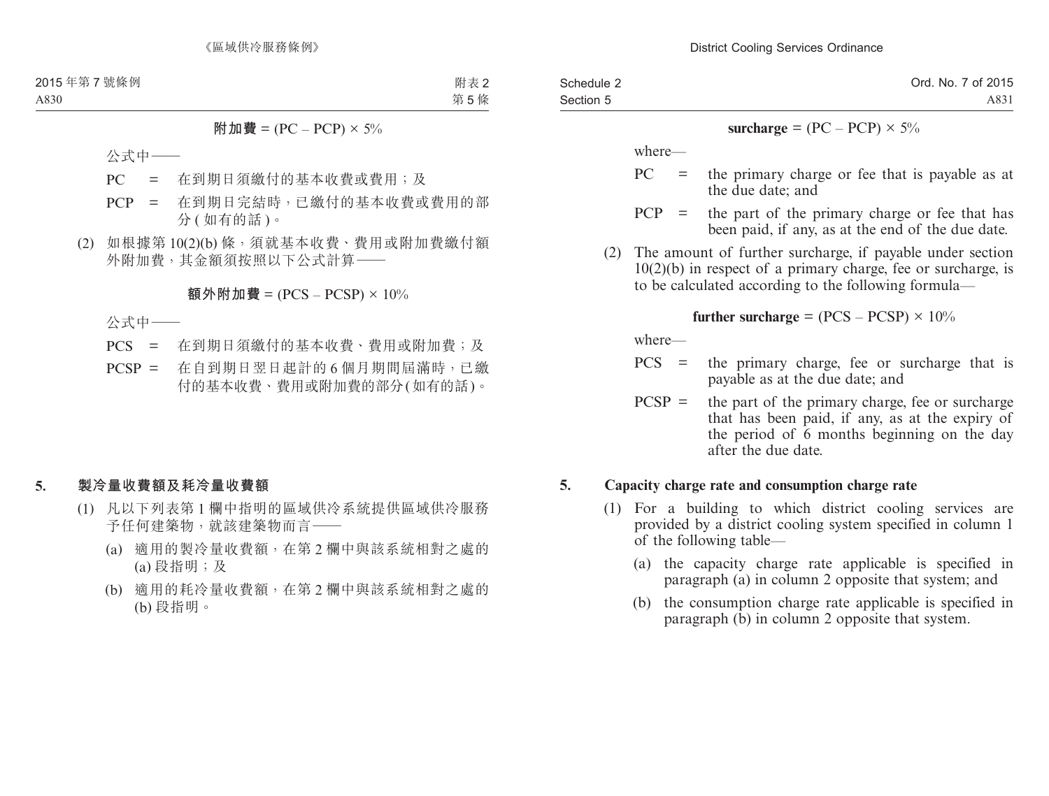**附加費** = (PC – PCP) × 5%

公式中——

PC = 在到期日須繳付的基本收費或費用；及

PCP = 在到期日完結時，已繳付的基本收費或費用的部分 (如有的話)。

(2) 如根據第 10(2)(b) 條，須就基本收費、費用或附加費繳付額外附加費，其金額須按照以下公式計算——

**額外附加費** = (PCS – PCSP) × 10%

公式中——

PCS = 在到期日須繳付的基本收費、費用或附加費；及

PCSP = 在自到期日翌日起計的 6 個月期間屆滿時，已繳付的基本收費、費用或附加費的部分 (如有的話)。

## 5. 製冷量收費額及耗冷量收費額

(1) 凡以下列表第 1 欄中指明的區域供冷系統提供區域供冷服務予任何建築物，就該建築物而言——

(a) 適用的製冷量收費額，在第 2 欄中與該系統相對之處的 (a) 段指明；及

(b) 適用的耗冷量收費額，在第 2 欄中與該系統相對之處的 (b) 段指明。

**surcharge** = (PC – PCP) × 5%

where—

PC = the primary charge or fee that is payable as at the due date; and

PCP = the part of the primary charge or fee that has been paid, if any, as at the end of the due date.

(2) The amount of further surcharge, if payable under section 10(2)(b) in respect of a primary charge, fee or surcharge, is to be calculated according to the following formula—

**further surcharge** = (PCS – PCSP) × 10%

where—

PCS = the primary charge, fee or surcharge that is payable as at the due date; and

PCSP = the part of the primary charge, fee or surcharge that has been paid, if any, as at the expiry of the period of 6 months beginning on the day after the due date.

## 5. Capacity charge rate and consumption charge rate

(1) For a building to which district cooling services are provided by a district cooling system specified in column 1 of the following table—

(a) the capacity charge rate applicable is specified in paragraph (a) in column 2 opposite that system; and

(b) the consumption charge rate applicable is specified in paragraph (b) in column 2 opposite that system.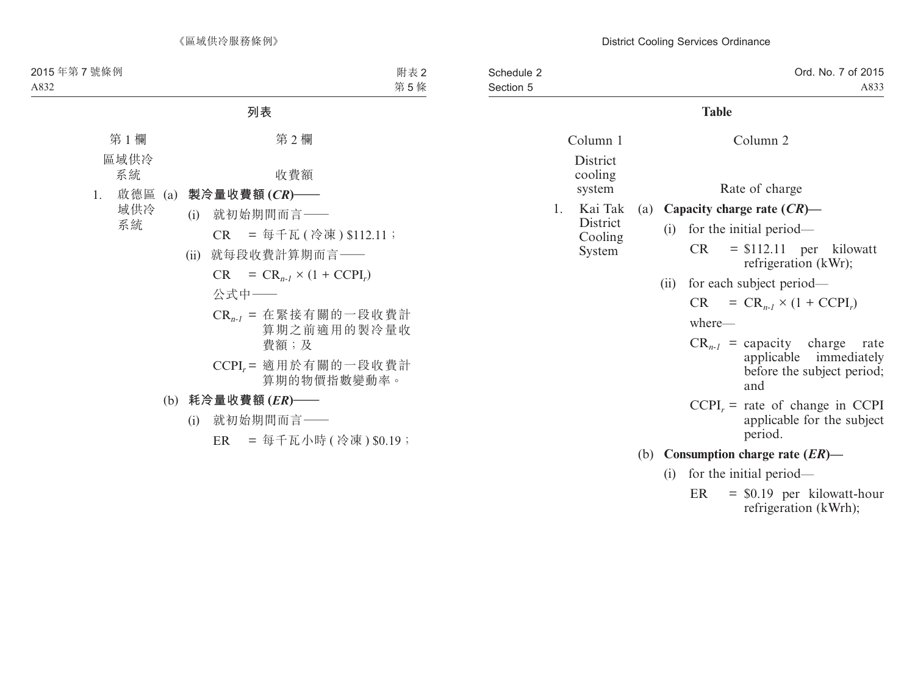## 列表

| 第 1 欄 | 第 2 欄 |
|---|---|
| 區域供冷系統 | 收費額 |
| 1. 啟德區域供冷系統 | (a) **製冷量收費額 (*CR*)——** |

(i) 就初始期間而言——

CR = 每千瓦 ( 冷凍 ) $112.11；

(ii) 就每段收費計算期而言——

$CR = CR_{n-1} \times (1 + CCPI_r)$

公式中——

$CR_{n-1}$ = 在緊接有關的一段收費計算期之前適用的製冷量收費額；及

$CCPI_r$ = 適用於有關的一段收費計算期的物價指數變動率。

(b) **耗冷量收費額 (*ER*)——**

(i) 就初始期間而言——

ER = 每千瓦小時 ( 冷凍 ) $0.19；

## Table

| Column 1 | Column 2 |
|---|---|
| District cooling system | Rate of charge |
| 1. Kai Tak District Cooling System | (a) **Capacity charge rate (*CR*)—** |

(i) for the initial period—

CR = $112.11 per kilowatt refrigeration (kWr);

(ii) for each subject period—

$CR = CR_{n-1} \times (1 + CCPI_r)$

where—

$CR_{n-1}$ = capacity charge rate applicable immediately before the subject period; and

$CCPI_r$ = rate of change in CCPI applicable for the subject period.

(b) **Consumption charge rate (*ER*)—**

(i) for the initial period—

ER = $0.19 per kilowatt-hour refrigeration (kWrh);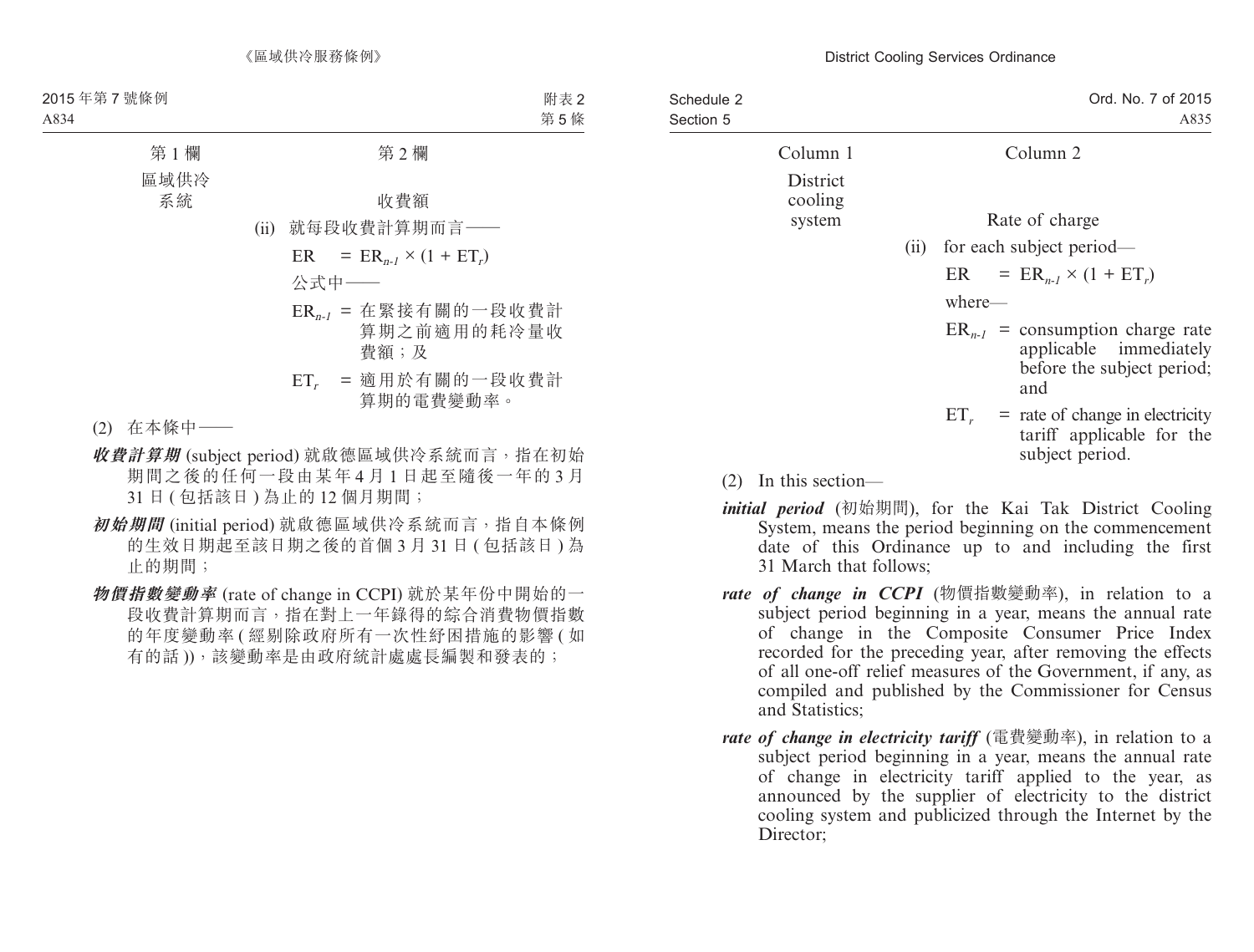| 第 1 欄 | 第 2 欄 |
|---|---|
| 區域供冷系統 | 收費額 |

(ii) 就每段收費計算期而言——

$ER = ER_{n-1} \times (1 + ET_r)$

公式中——

$ER_{n-1}$ = 在緊接有關的一段收費計算期之前適用的耗冷量收費額；及

$ET_r$ = 適用於有關的一段收費計算期的電費變動率。

(2) 在本條中——

***收費計算期*** (subject period) 就啟德區域供冷系統而言，指在初始期間之後的任何一段由某年 4 月 1 日起至隨後一年的 3 月 31 日 (包括該日) 為止的 12 個月期間；

***初始期間*** (initial period) 就啟德區域供冷系統而言，指自本條例的生效日期起至該日期之後的首個 3 月 31 日 (包括該日) 為止的期間；

***物價指數變動率*** (rate of change in CCPI) 就於某年份中開始的一段收費計算期而言，指在對上一年錄得的綜合消費物價指數的年度變動率 (經剔除政府所有一次性紓困措施的影響 (如有的話))，該變動率是由政府統計處處長編製和發表的；

| Column 1 | Column 2 |
|---|---|
| District cooling system | Rate of charge |

(ii) for each subject period—

$ER = ER_{n-1} \times (1 + ET_r)$

where—

$ER_{n-1}$ = consumption charge rate applicable immediately before the subject period; and

$ET_r$ = rate of change in electricity tariff applicable for the subject period.

(2) In this section—

***initial period*** (初始期間), for the Kai Tak District Cooling System, means the period beginning on the commencement date of this Ordinance up to and including the first 31 March that follows;

***rate of change in CCPI*** (物價指數變動率), in relation to a subject period beginning in a year, means the annual rate of change in the Composite Consumer Price Index recorded for the preceding year, after removing the effects of all one-off relief measures of the Government, if any, as compiled and published by the Commissioner for Census and Statistics;

***rate of change in electricity tariff*** (電費變動率), in relation to a subject period beginning in a year, means the annual rate of change in electricity tariff applied to the year, as announced by the supplier of electricity to the district cooling system and publicized through the Internet by the Director;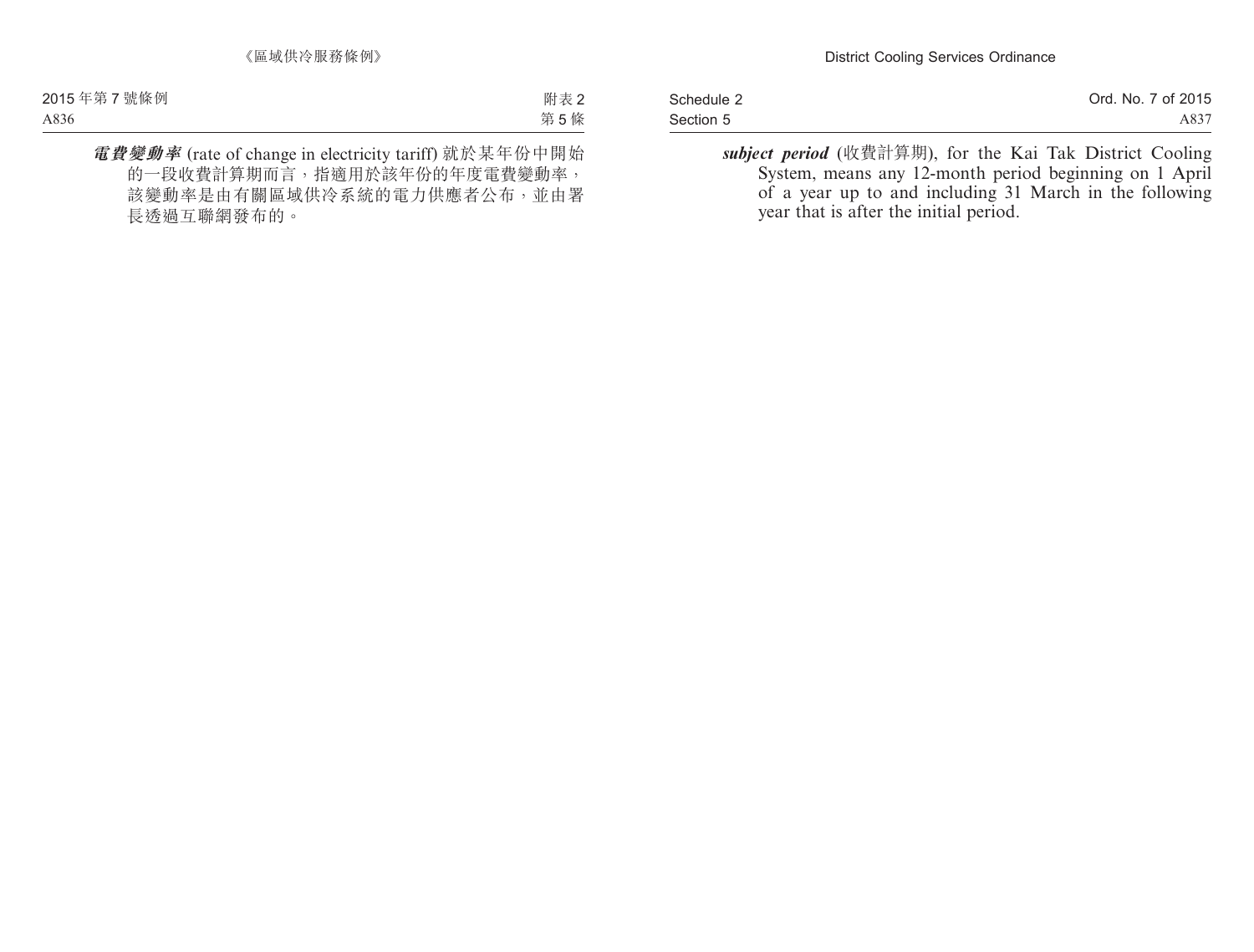***電費變動率*** (rate of change in electricity tariff) 就於某年份中開始的一段收費計算期而言，指適用於該年份的年度電費變動率，該變動率是由有關區域供冷系統的電力供應者公布，並由署長透過互聯網發布的。

***subject period*** (收費計算期), for the Kai Tak District Cooling System, means any 12-month period beginning on 1 April of a year up to and including 31 March in the following year that is after the initial period.